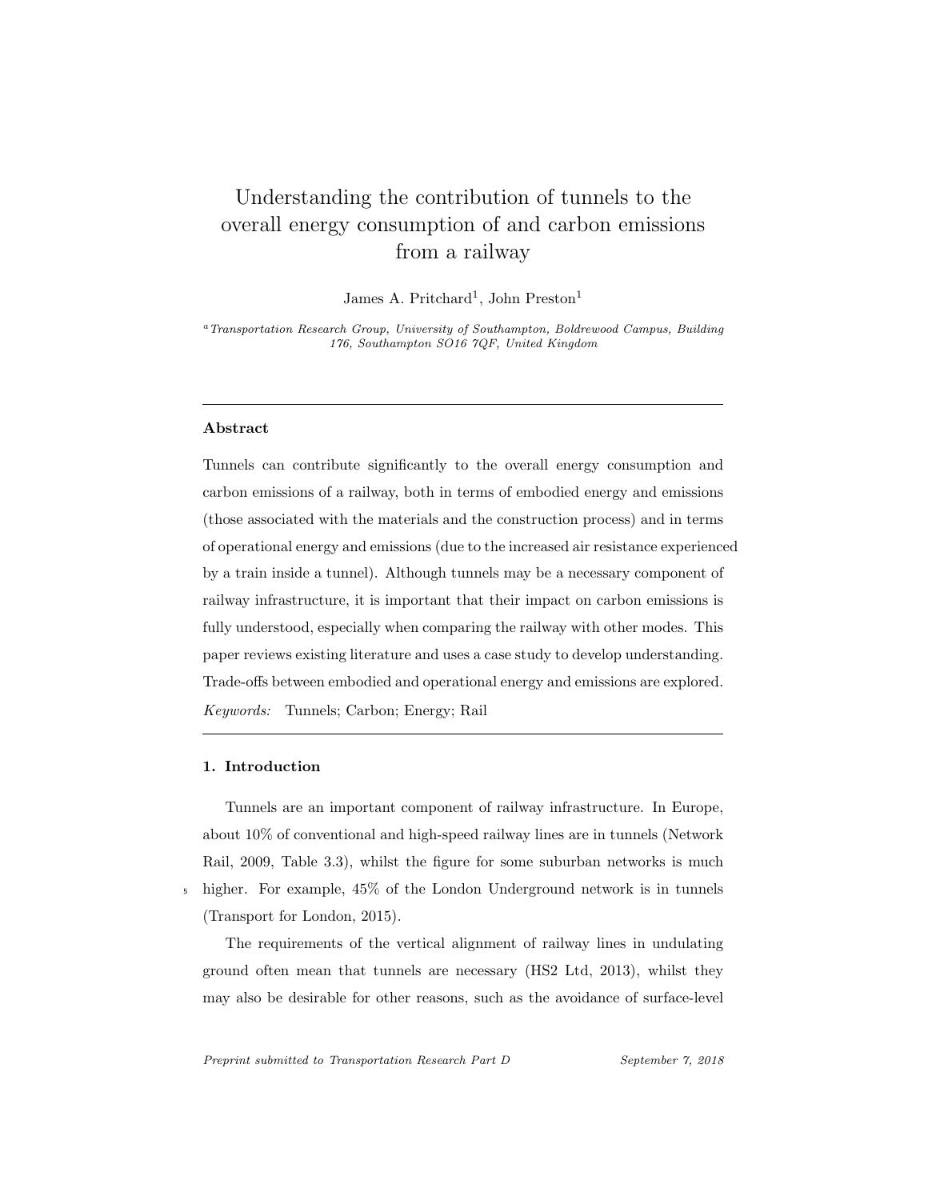# Understanding the contribution of tunnels to the overall energy consumption of and carbon emissions from a railway

James A. Pritchard[1], John Preston[1]

[a] *Transportation Research Group, University of Southampton, Boldrewood Campus, Building 176, Southampton SO16 7QF, United Kingdom*

---

## Abstract

Tunnels can contribute significantly to the overall energy consumption and carbon emissions of a railway, both in terms of embodied energy and emissions (those associated with the materials and the construction process) and in terms of operational energy and emissions (due to the increased air resistance experienced by a train inside a tunnel). Although tunnels may be a necessary component of railway infrastructure, it is important that their impact on carbon emissions is fully understood, especially when comparing the railway with other modes. This paper reviews existing literature and uses a case study to develop understanding. Trade-offs between embodied and operational energy and emissions are explored.

*Keywords:* Tunnels; Carbon; Energy; Rail

---

## 1. Introduction

Tunnels are an important component of railway infrastructure. In Europe, about 10% of conventional and high-speed railway lines are in tunnels (Network Rail, 2009, Table 3.3), whilst the figure for some suburban networks is much higher. For example, 45% of the London Underground network is in tunnels (Transport for London, 2015).

The requirements of the vertical alignment of railway lines in undulating ground often mean that tunnels are necessary (HS2 Ltd, 2013), whilst they may also be desirable for other reasons, such as the avoidance of surface-level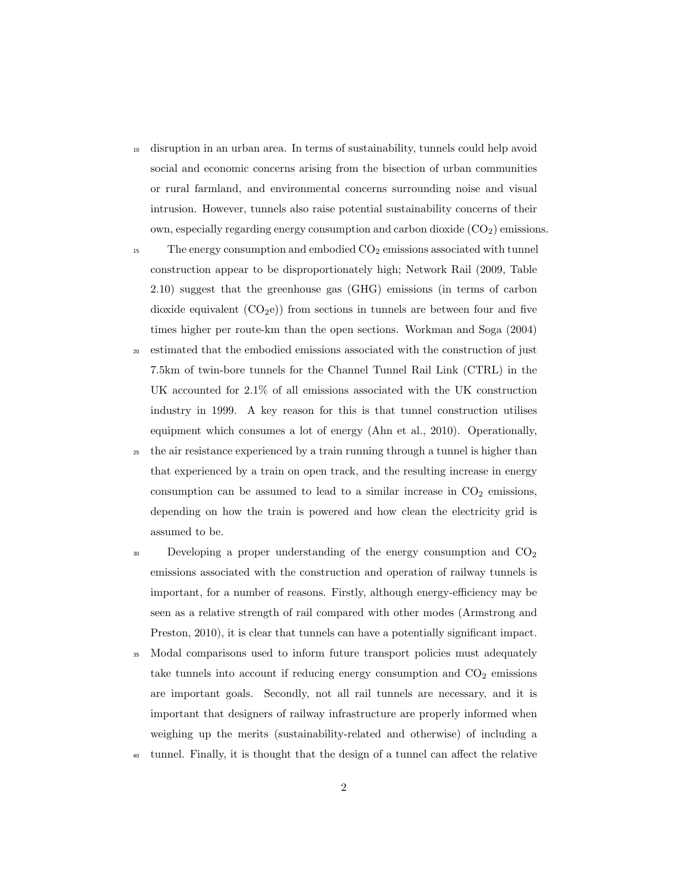disruption in an urban area. In terms of sustainability, tunnels could help avoid social and economic concerns arising from the bisection of urban communities or rural farmland, and environmental concerns surrounding noise and visual intrusion. However, tunnels also raise potential sustainability concerns of their own, especially regarding energy consumption and carbon dioxide ($CO_2$) emissions.

The energy consumption and embodied $CO_2$ emissions associated with tunnel construction appear to be disproportionately high; Network Rail (2009, Table 2.10) suggest that the greenhouse gas (GHG) emissions (in terms of carbon dioxide equivalent ($CO_2e$)) from sections in tunnels are between four and five times higher per route-km than the open sections. Workman and Soga (2004) estimated that the embodied emissions associated with the construction of just 7.5km of twin-bore tunnels for the Channel Tunnel Rail Link (CTRL) in the UK accounted for 2.1% of all emissions associated with the UK construction industry in 1999. A key reason for this is that tunnel construction utilises equipment which consumes a lot of energy (Ahn et al., 2010). Operationally, the air resistance experienced by a train running through a tunnel is higher than that experienced by a train on open track, and the resulting increase in energy consumption can be assumed to lead to a similar increase in $CO_2$ emissions, depending on how the train is powered and how clean the electricity grid is assumed to be.

Developing a proper understanding of the energy consumption and $CO_2$ emissions associated with the construction and operation of railway tunnels is important, for a number of reasons. Firstly, although energy-efficiency may be seen as a relative strength of rail compared with other modes (Armstrong and Preston, 2010), it is clear that tunnels can have a potentially significant impact. Modal comparisons used to inform future transport policies must adequately take tunnels into account if reducing energy consumption and $CO_2$ emissions are important goals. Secondly, not all rail tunnels are necessary, and it is important that designers of railway infrastructure are properly informed when weighing up the merits (sustainability-related and otherwise) of including a tunnel. Finally, it is thought that the design of a tunnel can affect the relative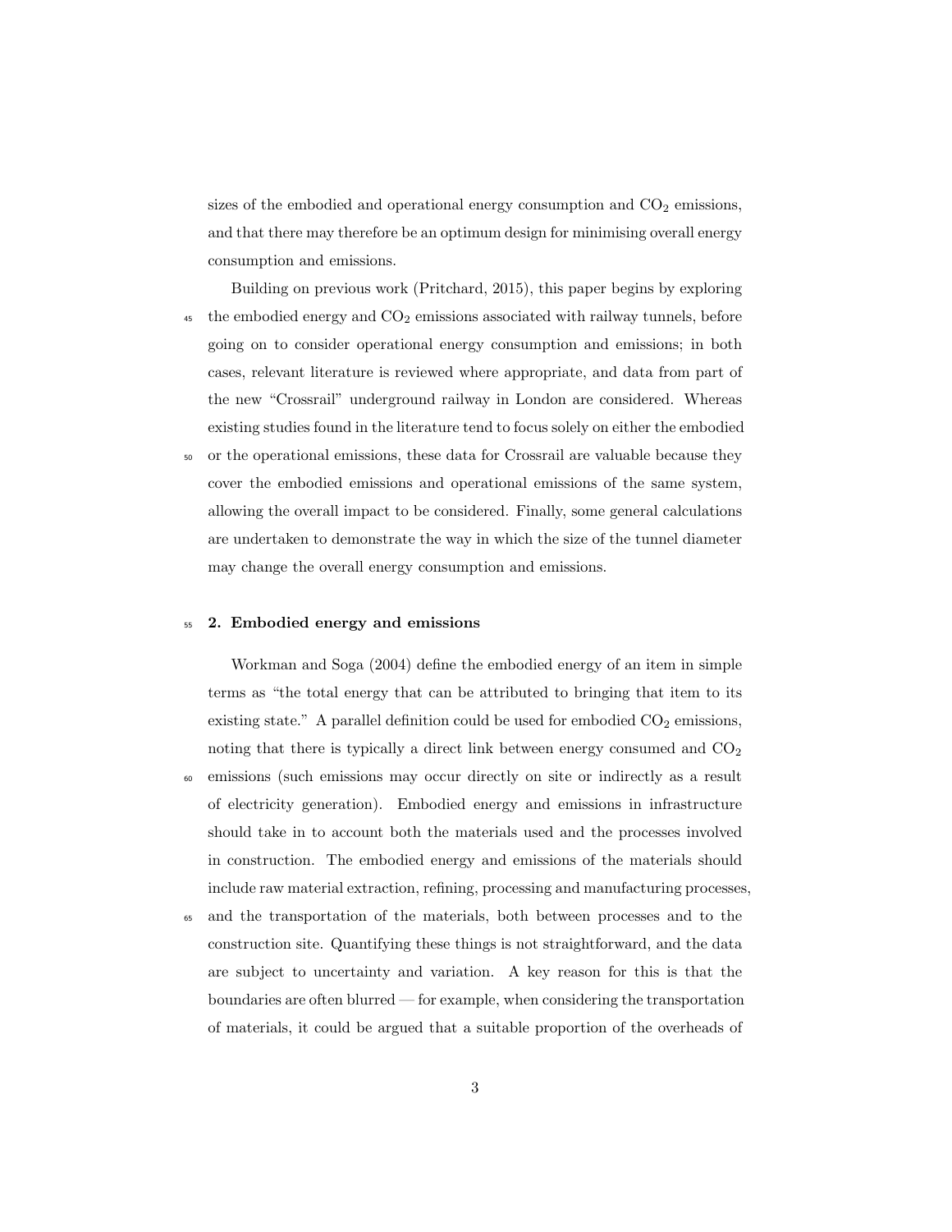sizes of the embodied and operational energy consumption and $CO_2$ emissions, and that there may therefore be an optimum design for minimising overall energy consumption and emissions.

Building on previous work (Pritchard, 2015), this paper begins by exploring the embodied energy and $CO_2$ emissions associated with railway tunnels, before going on to consider operational energy consumption and emissions; in both cases, relevant literature is reviewed where appropriate, and data from part of the new "Crossrail" underground railway in London are considered. Whereas existing studies found in the literature tend to focus solely on either the embodied or the operational emissions, these data for Crossrail are valuable because they cover the embodied emissions and operational emissions of the same system, allowing the overall impact to be considered. Finally, some general calculations are undertaken to demonstrate the way in which the size of the tunnel diameter may change the overall energy consumption and emissions.

## 2. Embodied energy and emissions

Workman and Soga (2004) define the embodied energy of an item in simple terms as "the total energy that can be attributed to bringing that item to its existing state." A parallel definition could be used for embodied $CO_2$ emissions, noting that there is typically a direct link between energy consumed and $CO_2$ emissions (such emissions may occur directly on site or indirectly as a result of electricity generation). Embodied energy and emissions in infrastructure should take in to account both the materials used and the processes involved in construction. The embodied energy and emissions of the materials should include raw material extraction, refining, processing and manufacturing processes, and the transportation of the materials, both between processes and to the construction site. Quantifying these things is not straightforward, and the data are subject to uncertainty and variation. A key reason for this is that the boundaries are often blurred — for example, when considering the transportation of materials, it could be argued that a suitable proportion of the overheads of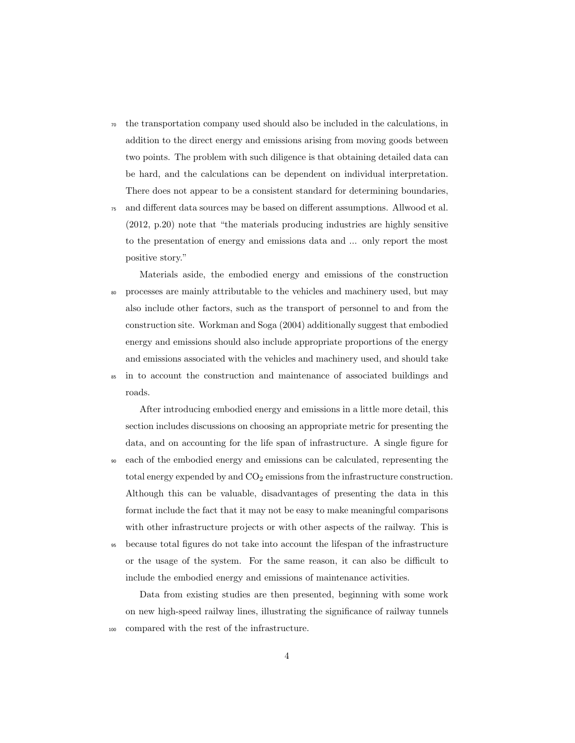the transportation company used should also be included in the calculations, in addition to the direct energy and emissions arising from moving goods between two points. The problem with such diligence is that obtaining detailed data can be hard, and the calculations can be dependent on individual interpretation. There does not appear to be a consistent standard for determining boundaries, and different data sources may be based on different assumptions. Allwood et al. (2012, p.20) note that "the materials producing industries are highly sensitive to the presentation of energy and emissions data and ... only report the most positive story."

Materials aside, the embodied energy and emissions of the construction processes are mainly attributable to the vehicles and machinery used, but may also include other factors, such as the transport of personnel to and from the construction site. Workman and Soga (2004) additionally suggest that embodied energy and emissions should also include appropriate proportions of the energy and emissions associated with the vehicles and machinery used, and should take in to account the construction and maintenance of associated buildings and roads.

After introducing embodied energy and emissions in a little more detail, this section includes discussions on choosing an appropriate metric for presenting the data, and on accounting for the life span of infrastructure. A single figure for each of the embodied energy and emissions can be calculated, representing the total energy expended by and $CO_2$ emissions from the infrastructure construction. Although this can be valuable, disadvantages of presenting the data in this format include the fact that it may not be easy to make meaningful comparisons with other infrastructure projects or with other aspects of the railway. This is because total figures do not take into account the lifespan of the infrastructure or the usage of the system. For the same reason, it can also be difficult to include the embodied energy and emissions of maintenance activities.

Data from existing studies are then presented, beginning with some work on new high-speed railway lines, illustrating the significance of railway tunnels compared with the rest of the infrastructure.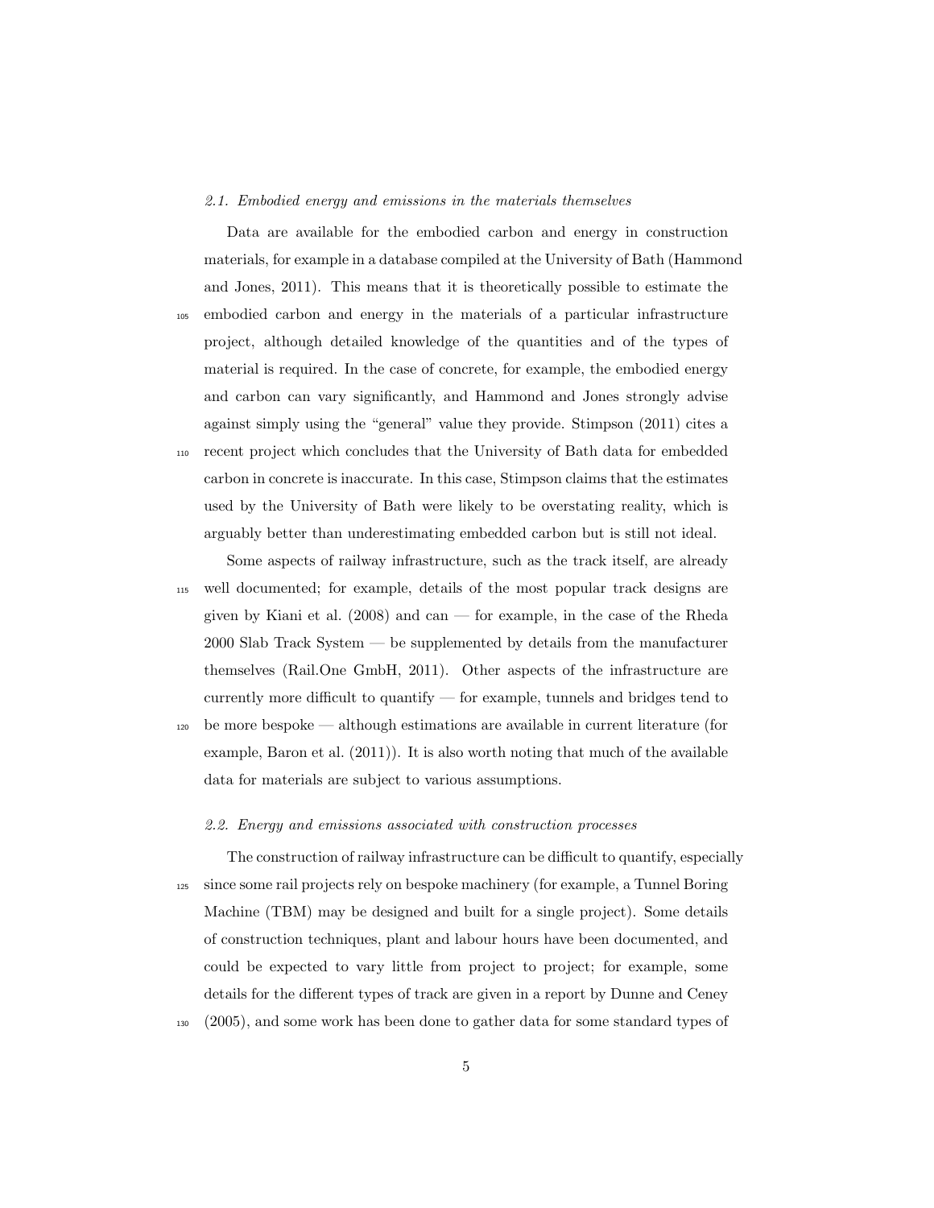### 2.1. Embodied energy and emissions in the materials themselves

Data are available for the embodied carbon and energy in construction materials, for example in a database compiled at the University of Bath (Hammond and Jones, 2011). This means that it is theoretically possible to estimate the embodied carbon and energy in the materials of a particular infrastructure project, although detailed knowledge of the quantities and of the types of material is required. In the case of concrete, for example, the embodied energy and carbon can vary significantly, and Hammond and Jones strongly advise against simply using the "general" value they provide. Stimpson (2011) cites a recent project which concludes that the University of Bath data for embedded carbon in concrete is inaccurate. In this case, Stimpson claims that the estimates used by the University of Bath were likely to be overstating reality, which is arguably better than underestimating embedded carbon but is still not ideal.

Some aspects of railway infrastructure, such as the track itself, are already well documented; for example, details of the most popular track designs are given by Kiani et al. (2008) and can — for example, in the case of the Rheda 2000 Slab Track System — be supplemented by details from the manufacturer themselves (Rail.One GmbH, 2011). Other aspects of the infrastructure are currently more difficult to quantify — for example, tunnels and bridges tend to be more bespoke — although estimations are available in current literature (for example, Baron et al. (2011)). It is also worth noting that much of the available data for materials are subject to various assumptions.

### 2.2. Energy and emissions associated with construction processes

The construction of railway infrastructure can be difficult to quantify, especially since some rail projects rely on bespoke machinery (for example, a Tunnel Boring Machine (TBM) may be designed and built for a single project). Some details of construction techniques, plant and labour hours have been documented, and could be expected to vary little from project to project; for example, some details for the different types of track are given in a report by Dunne and Ceney (2005), and some work has been done to gather data for some standard types of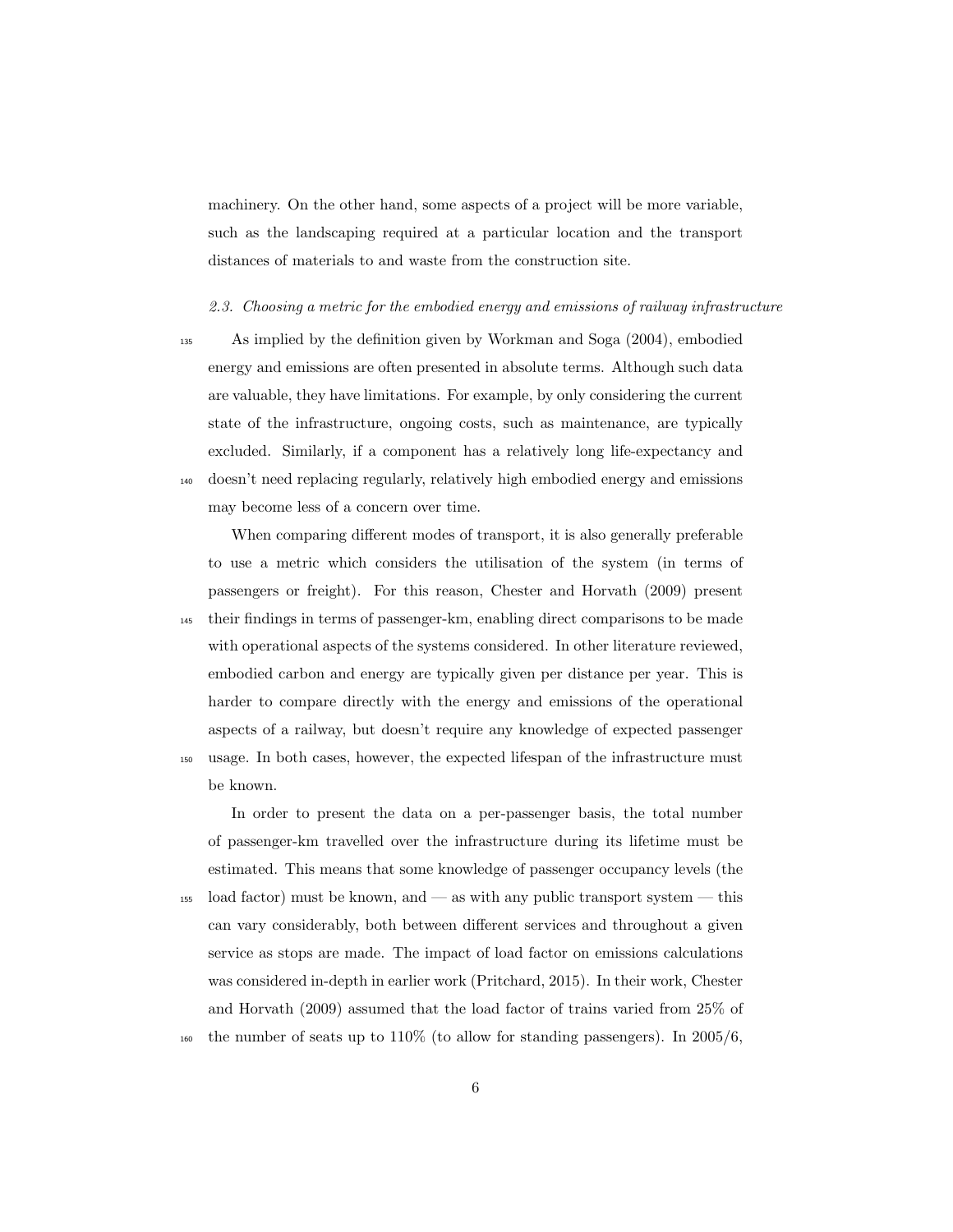machinery. On the other hand, some aspects of a project will be more variable, such as the landscaping required at a particular location and the transport distances of materials to and waste from the construction site.

### *2.3. Choosing a metric for the embodied energy and emissions of railway infrastructure*

As implied by the definition given by Workman and Soga (2004), embodied energy and emissions are often presented in absolute terms. Although such data are valuable, they have limitations. For example, by only considering the current state of the infrastructure, ongoing costs, such as maintenance, are typically excluded. Similarly, if a component has a relatively long life-expectancy and doesn't need replacing regularly, relatively high embodied energy and emissions may become less of a concern over time.

When comparing different modes of transport, it is also generally preferable to use a metric which considers the utilisation of the system (in terms of passengers or freight). For this reason, Chester and Horvath (2009) present their findings in terms of passenger-km, enabling direct comparisons to be made with operational aspects of the systems considered. In other literature reviewed, embodied carbon and energy are typically given per distance per year. This is harder to compare directly with the energy and emissions of the operational aspects of a railway, but doesn't require any knowledge of expected passenger usage. In both cases, however, the expected lifespan of the infrastructure must be known.

In order to present the data on a per-passenger basis, the total number of passenger-km travelled over the infrastructure during its lifetime must be estimated. This means that some knowledge of passenger occupancy levels (the load factor) must be known, and — as with any public transport system — this can vary considerably, both between different services and throughout a given service as stops are made. The impact of load factor on emissions calculations was considered in-depth in earlier work (Pritchard, 2015). In their work, Chester and Horvath (2009) assumed that the load factor of trains varied from 25% of the number of seats up to 110% (to allow for standing passengers). In 2005/6,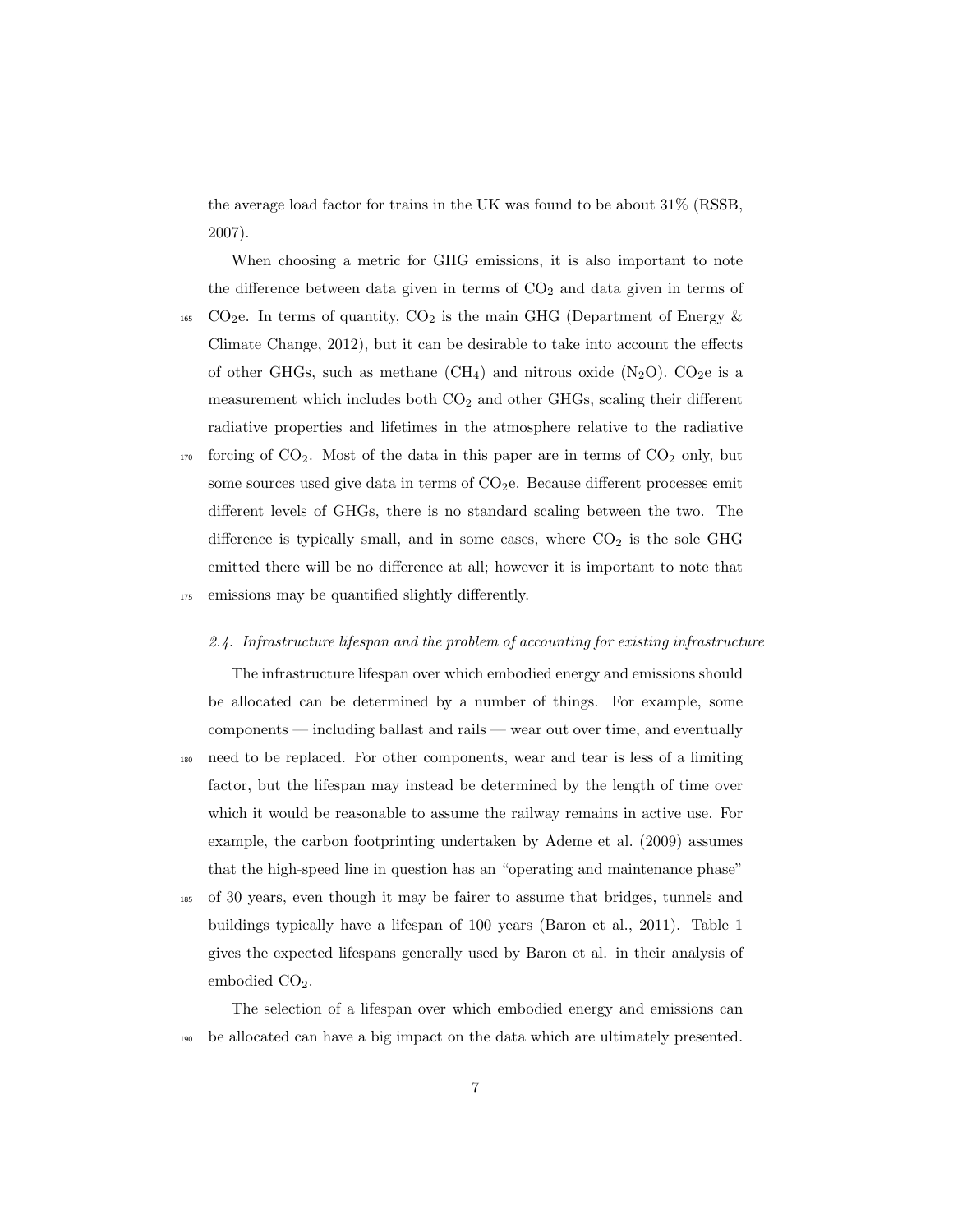the average load factor for trains in the UK was found to be about 31% (RSSB, 2007).

When choosing a metric for GHG emissions, it is also important to note the difference between data given in terms of $CO_2$ and data given in terms of $CO_2$e. In terms of quantity, $CO_2$ is the main GHG (Department of Energy & Climate Change, 2012), but it can be desirable to take into account the effects of other GHGs, such as methane ($CH_4$) and nitrous oxide ($N_2O$). $CO_2$e is a measurement which includes both $CO_2$ and other GHGs, scaling their different radiative properties and lifetimes in the atmosphere relative to the radiative forcing of $CO_2$. Most of the data in this paper are in terms of $CO_2$ only, but some sources used give data in terms of $CO_2$e. Because different processes emit different levels of GHGs, there is no standard scaling between the two. The difference is typically small, and in some cases, where $CO_2$ is the sole GHG emitted there will be no difference at all; however it is important to note that emissions may be quantified slightly differently.

### *2.4. Infrastructure lifespan and the problem of accounting for existing infrastructure*

The infrastructure lifespan over which embodied energy and emissions should be allocated can be determined by a number of things. For example, some components — including ballast and rails — wear out over time, and eventually need to be replaced. For other components, wear and tear is less of a limiting factor, but the lifespan may instead be determined by the length of time over which it would be reasonable to assume the railway remains in active use. For example, the carbon footprinting undertaken by Ademe et al. (2009) assumes that the high-speed line in question has an "operating and maintenance phase" of 30 years, even though it may be fairer to assume that bridges, tunnels and buildings typically have a lifespan of 100 years (Baron et al., 2011). Table 1 gives the expected lifespans generally used by Baron et al. in their analysis of embodied $CO_2$.

The selection of a lifespan over which embodied energy and emissions can be allocated can have a big impact on the data which are ultimately presented.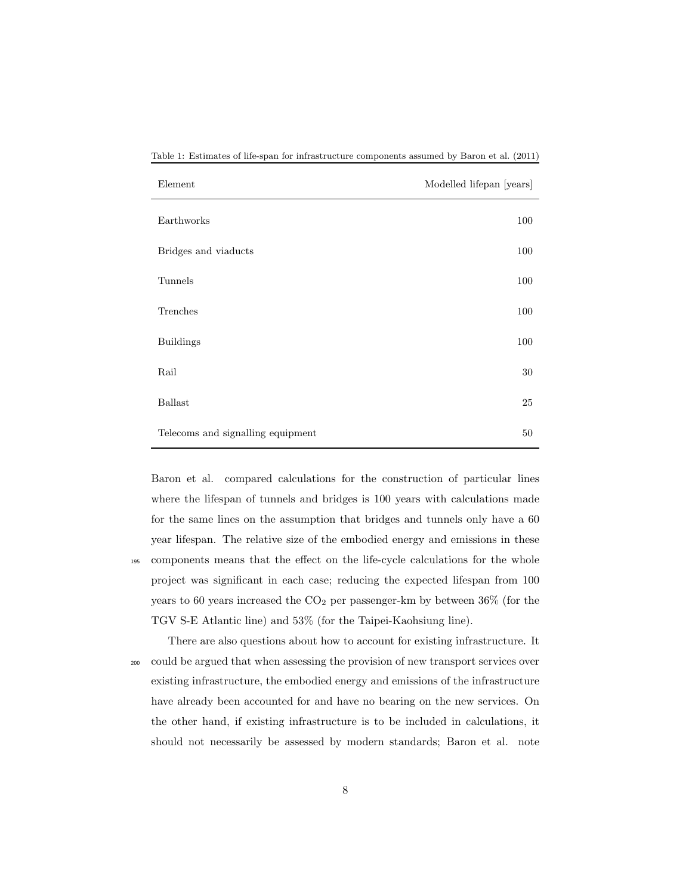Table 1: Estimates of life-span for infrastructure components assumed by Baron et al. (2011)

| Element | Modelled lifepan [years] |
|---|---|
| Earthworks | 100 |
| Bridges and viaducts | 100 |
| Tunnels | 100 |
| Trenches | 100 |
| Buildings | 100 |
| Rail | 30 |
| Ballast | 25 |
| Telecoms and signalling equipment | 50 |

Baron et al. compared calculations for the construction of particular lines where the lifespan of tunnels and bridges is 100 years with calculations made for the same lines on the assumption that bridges and tunnels only have a 60 year lifespan. The relative size of the embodied energy and emissions in these components means that the effect on the life-cycle calculations for the whole project was significant in each case; reducing the expected lifespan from 100 years to 60 years increased the $CO_2$ per passenger-km by between 36% (for the TGV S-E Atlantic line) and 53% (for the Taipei-Kaohsiung line).

There are also questions about how to account for existing infrastructure. It could be argued that when assessing the provision of new transport services over existing infrastructure, the embodied energy and emissions of the infrastructure have already been accounted for and have no bearing on the new services. On the other hand, if existing infrastructure is to be included in calculations, it should not necessarily be assessed by modern standards; Baron et al. note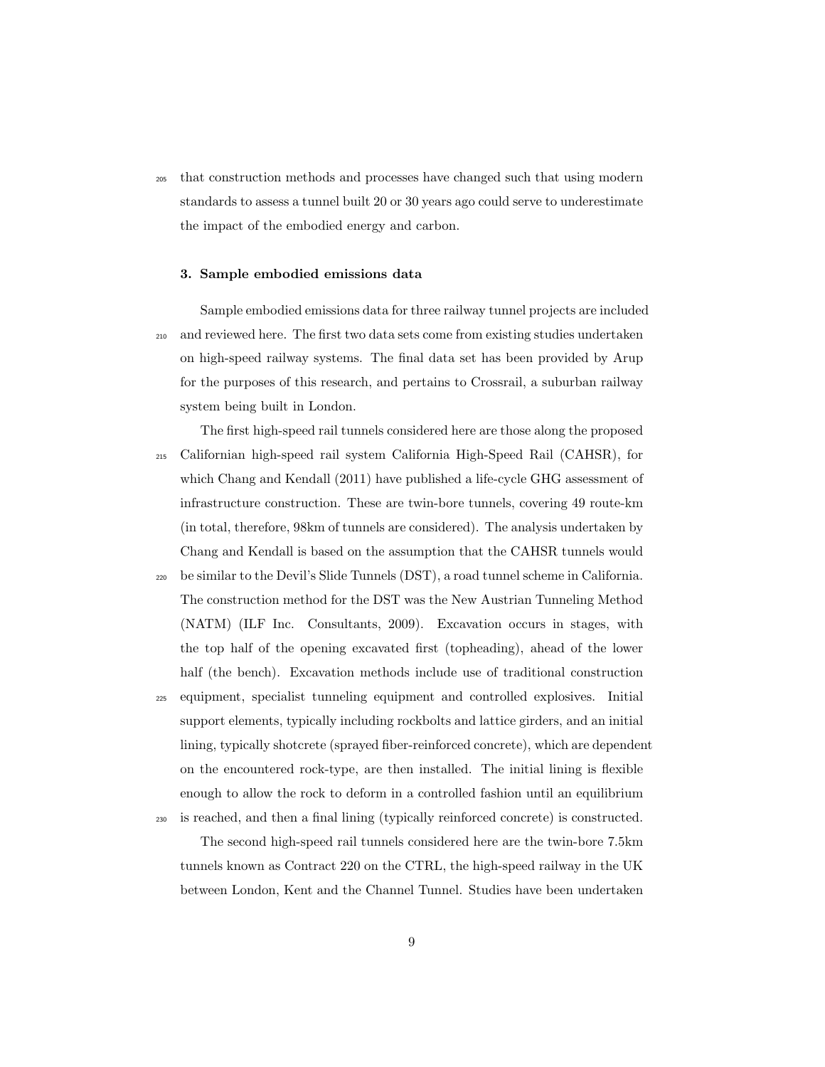that construction methods and processes have changed such that using modern standards to assess a tunnel built 20 or 30 years ago could serve to underestimate the impact of the embodied energy and carbon.

## 3. Sample embodied emissions data

Sample embodied emissions data for three railway tunnel projects are included and reviewed here. The first two data sets come from existing studies undertaken on high-speed railway systems. The final data set has been provided by Arup for the purposes of this research, and pertains to Crossrail, a suburban railway system being built in London.

The first high-speed rail tunnels considered here are those along the proposed Californian high-speed rail system California High-Speed Rail (CAHSR), for which Chang and Kendall (2011) have published a life-cycle GHG assessment of infrastructure construction. These are twin-bore tunnels, covering 49 route-km (in total, therefore, 98km of tunnels are considered). The analysis undertaken by Chang and Kendall is based on the assumption that the CAHSR tunnels would be similar to the Devil's Slide Tunnels (DST), a road tunnel scheme in California. The construction method for the DST was the New Austrian Tunneling Method (NATM) (ILF Inc. Consultants, 2009). Excavation occurs in stages, with the top half of the opening excavated first (topheading), ahead of the lower half (the bench). Excavation methods include use of traditional construction equipment, specialist tunneling equipment and controlled explosives. Initial support elements, typically including rockbolts and lattice girders, and an initial lining, typically shotcrete (sprayed fiber-reinforced concrete), which are dependent on the encountered rock-type, are then installed. The initial lining is flexible enough to allow the rock to deform in a controlled fashion until an equilibrium is reached, and then a final lining (typically reinforced concrete) is constructed.

The second high-speed rail tunnels considered here are the twin-bore 7.5km tunnels known as Contract 220 on the CTRL, the high-speed railway in the UK between London, Kent and the Channel Tunnel. Studies have been undertaken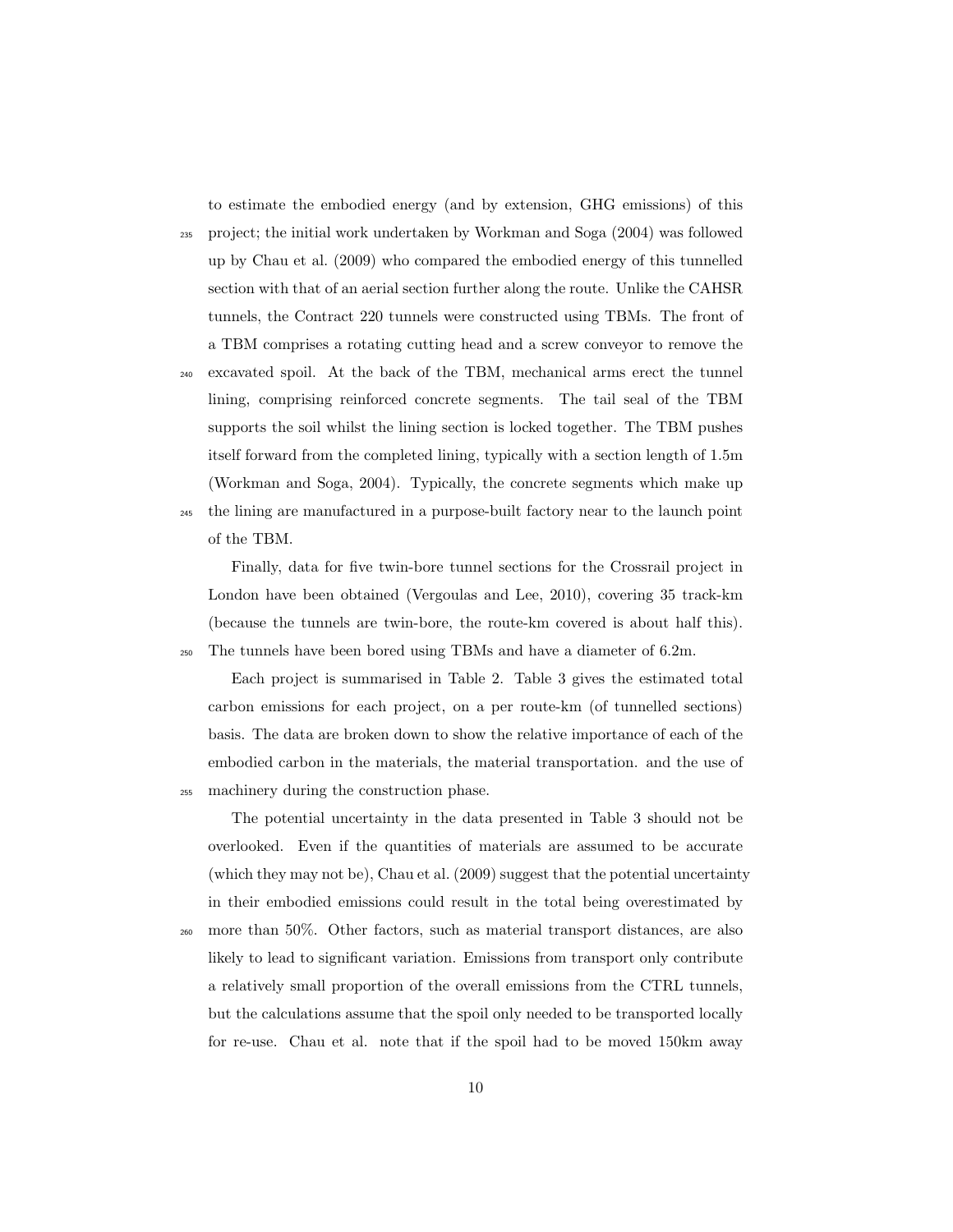to estimate the embodied energy (and by extension, GHG emissions) of this project; the initial work undertaken by Workman and Soga (2004) was followed up by Chau et al. (2009) who compared the embodied energy of this tunnelled section with that of an aerial section further along the route. Unlike the CAHSR tunnels, the Contract 220 tunnels were constructed using TBMs. The front of a TBM comprises a rotating cutting head and a screw conveyor to remove the excavated spoil. At the back of the TBM, mechanical arms erect the tunnel lining, comprising reinforced concrete segments. The tail seal of the TBM supports the soil whilst the lining section is locked together. The TBM pushes itself forward from the completed lining, typically with a section length of 1.5m (Workman and Soga, 2004). Typically, the concrete segments which make up the lining are manufactured in a purpose-built factory near to the launch point of the TBM.

Finally, data for five twin-bore tunnel sections for the Crossrail project in London have been obtained (Vergoulas and Lee, 2010), covering 35 track-km (because the tunnels are twin-bore, the route-km covered is about half this). The tunnels have been bored using TBMs and have a diameter of 6.2m.

Each project is summarised in Table 2. Table 3 gives the estimated total carbon emissions for each project, on a per route-km (of tunnelled sections) basis. The data are broken down to show the relative importance of each of the embodied carbon in the materials, the material transportation. and the use of machinery during the construction phase.

The potential uncertainty in the data presented in Table 3 should not be overlooked. Even if the quantities of materials are assumed to be accurate (which they may not be), Chau et al. (2009) suggest that the potential uncertainty in their embodied emissions could result in the total being overestimated by more than 50%. Other factors, such as material transport distances, are also likely to lead to significant variation. Emissions from transport only contribute a relatively small proportion of the overall emissions from the CTRL tunnels, but the calculations assume that the spoil only needed to be transported locally for re-use. Chau et al. note that if the spoil had to be moved 150km away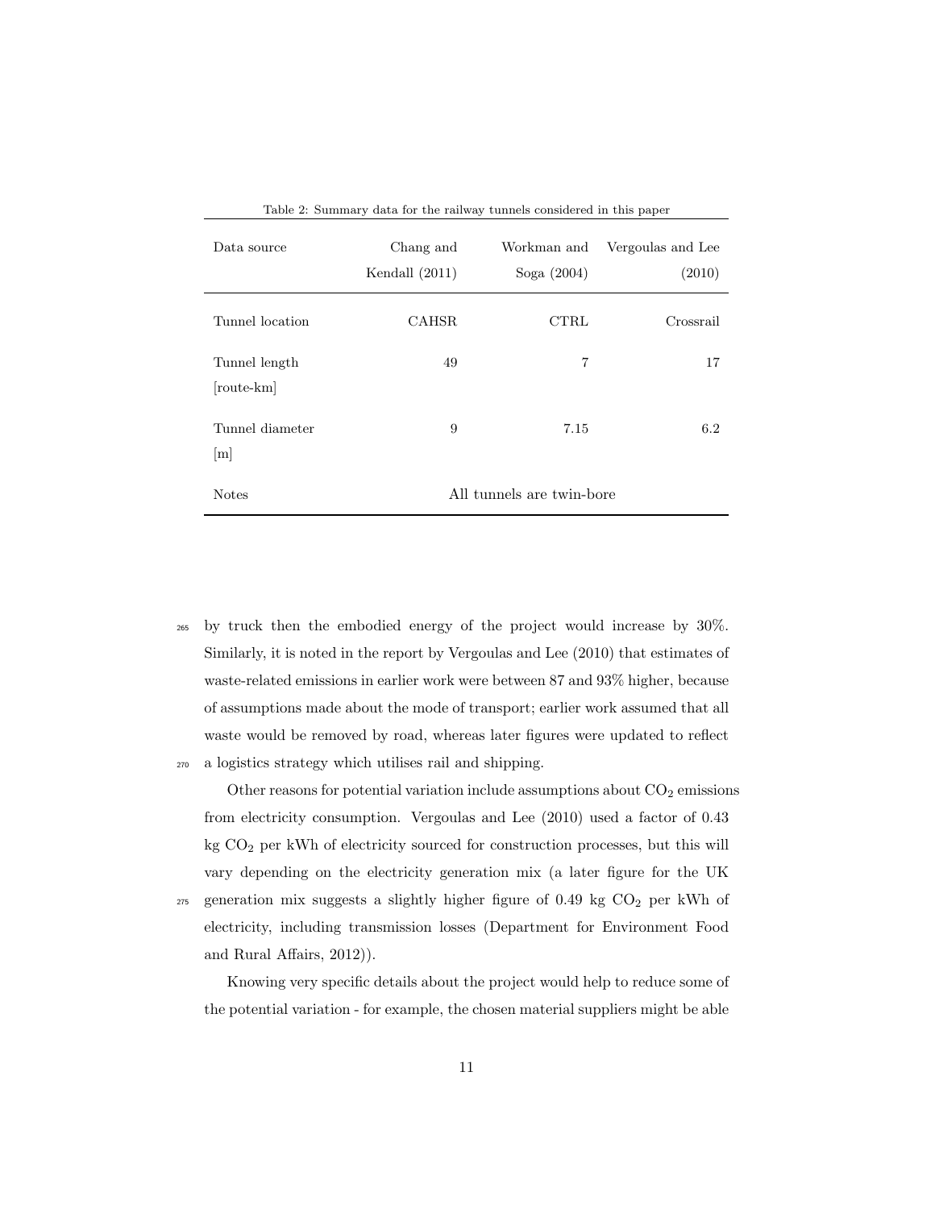Table 2: Summary data for the railway tunnels considered in this paper

| Data source | Chang and Kendall (2011) | Workman and Soga (2004) | Vergoulas and Lee (2010) |
|---|---|---|---|
| Tunnel location | CAHSR | CTRL | Crossrail |
| Tunnel length [route-km] | 49 | 7 | 17 |
| Tunnel diameter [m] | 9 | 7.15 | 6.2 |
| Notes | All tunnels are twin-bore | | |

by truck then the embodied energy of the project would increase by 30%. Similarly, it is noted in the report by Vergoulas and Lee (2010) that estimates of waste-related emissions in earlier work were between 87 and 93% higher, because of assumptions made about the mode of transport; earlier work assumed that all waste would be removed by road, whereas later figures were updated to reflect a logistics strategy which utilises rail and shipping.

Other reasons for potential variation include assumptions about $CO_2$ emissions from electricity consumption. Vergoulas and Lee (2010) used a factor of 0.43 kg $CO_2$ per kWh of electricity sourced for construction processes, but this will vary depending on the electricity generation mix (a later figure for the UK generation mix suggests a slightly higher figure of 0.49 kg $CO_2$ per kWh of electricity, including transmission losses (Department for Environment Food and Rural Affairs, 2012)).

Knowing very specific details about the project would help to reduce some of the potential variation - for example, the chosen material suppliers might be able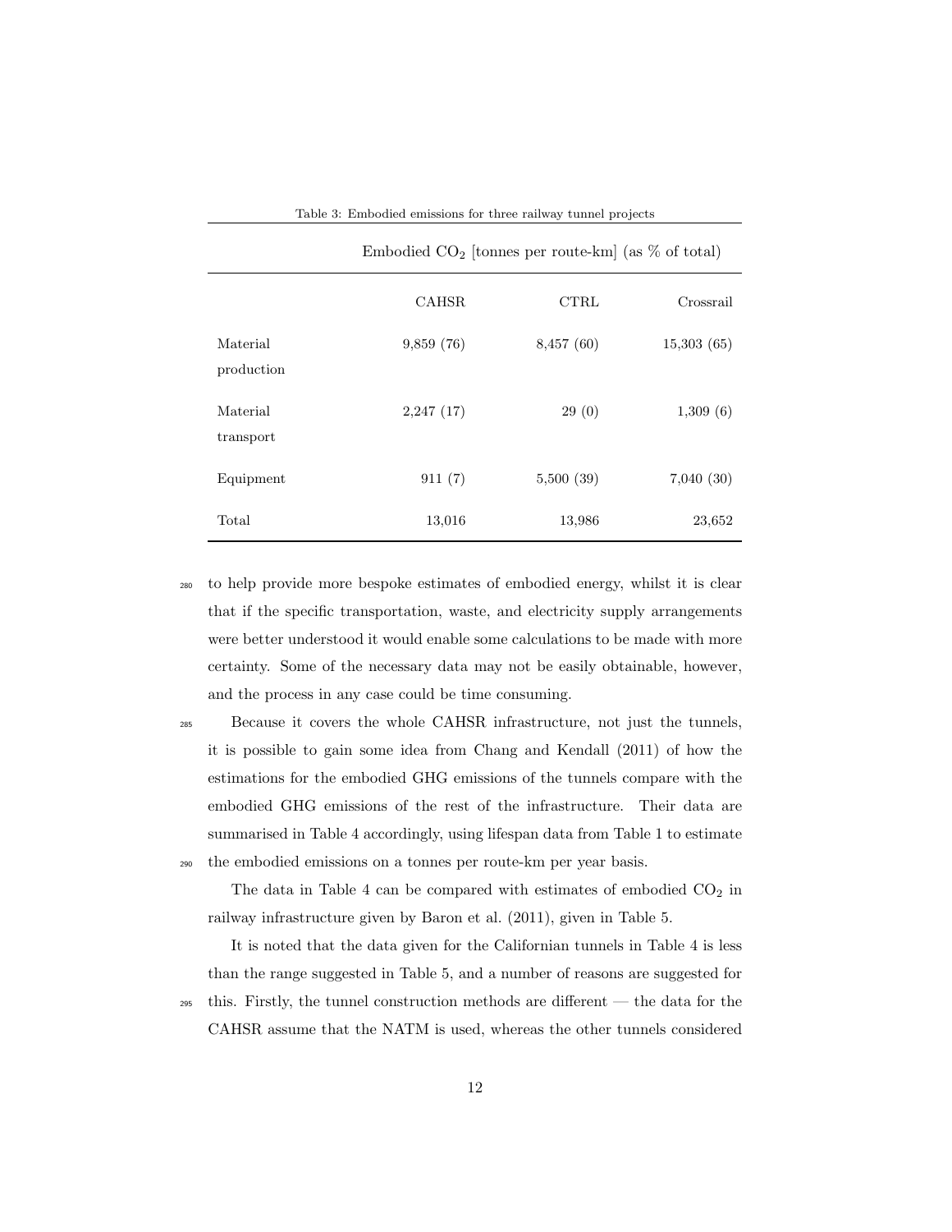Table 3: Embodied emissions for three railway tunnel projects

| | Embodied $CO_2$ [tonnes per route-km] (as % of total) | | |
|---|---|---|---|
| | CAHSR | CTRL | Crossrail |
| Material production | 9,859 (76) | 8,457 (60) | 15,303 (65) |
| Material transport | 2,247 (17) | 29 (0) | 1,309 (6) |
| Equipment | 911 (7) | 5,500 (39) | 7,040 (30) |
| Total | 13,016 | 13,986 | 23,652 |

to help provide more bespoke estimates of embodied energy, whilst it is clear that if the specific transportation, waste, and electricity supply arrangements were better understood it would enable some calculations to be made with more certainty. Some of the necessary data may not be easily obtainable, however, and the process in any case could be time consuming.

Because it covers the whole CAHSR infrastructure, not just the tunnels, it is possible to gain some idea from Chang and Kendall (2011) of how the estimations for the embodied GHG emissions of the tunnels compare with the embodied GHG emissions of the rest of the infrastructure. Their data are summarised in Table 4 accordingly, using lifespan data from Table 1 to estimate the embodied emissions on a tonnes per route-km per year basis.

The data in Table 4 can be compared with estimates of embodied $CO_2$ in railway infrastructure given by Baron et al. (2011), given in Table 5.

It is noted that the data given for the Californian tunnels in Table 4 is less than the range suggested in Table 5, and a number of reasons are suggested for this. Firstly, the tunnel construction methods are different — the data for the CAHSR assume that the NATM is used, whereas the other tunnels considered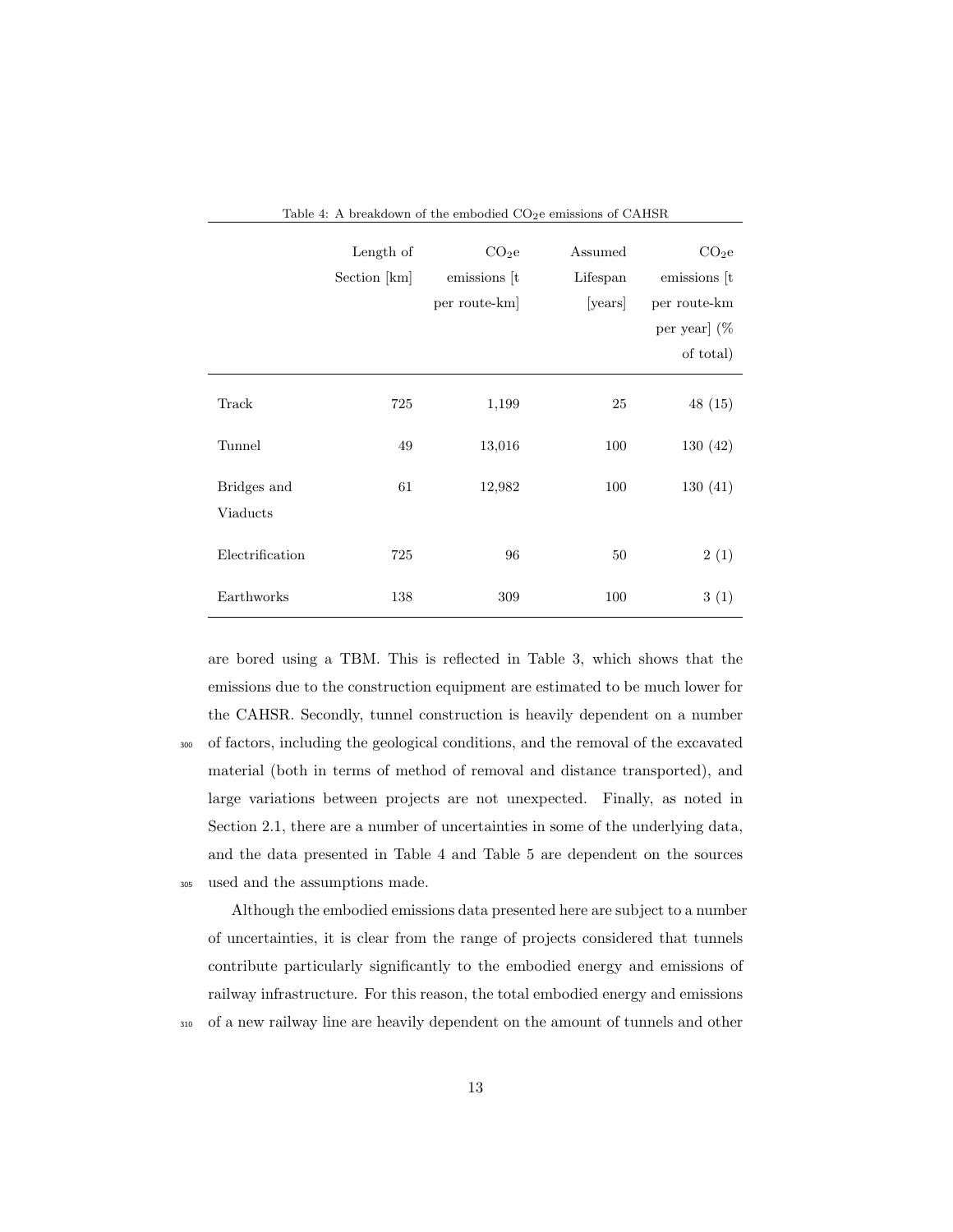Table 4: A breakdown of the embodied $CO_2e$ emissions of CAHSR

| | Length of Section [km] | $CO_2e$ emissions [t per route-km] | Assumed Lifespan [years] | $CO_2e$ emissions [t per route-km per year] (% of total) |
|---|---|---|---|---|
| Track | 725 | 1,199 | 25 | 48 (15) |
| Tunnel | 49 | 13,016 | 100 | 130 (42) |
| Bridges and Viaducts | 61 | 12,982 | 100 | 130 (41) |
| Electrification | 725 | 96 | 50 | 2 (1) |
| Earthworks | 138 | 309 | 100 | 3 (1) |

are bored using a TBM. This is reflected in Table 3, which shows that the emissions due to the construction equipment are estimated to be much lower for the CAHSR. Secondly, tunnel construction is heavily dependent on a number of factors, including the geological conditions, and the removal of the excavated material (both in terms of method of removal and distance transported), and large variations between projects are not unexpected. Finally, as noted in Section 2.1, there are a number of uncertainties in some of the underlying data, and the data presented in Table 4 and Table 5 are dependent on the sources used and the assumptions made.

Although the embodied emissions data presented here are subject to a number of uncertainties, it is clear from the range of projects considered that tunnels contribute particularly significantly to the embodied energy and emissions of railway infrastructure. For this reason, the total embodied energy and emissions of a new railway line are heavily dependent on the amount of tunnels and other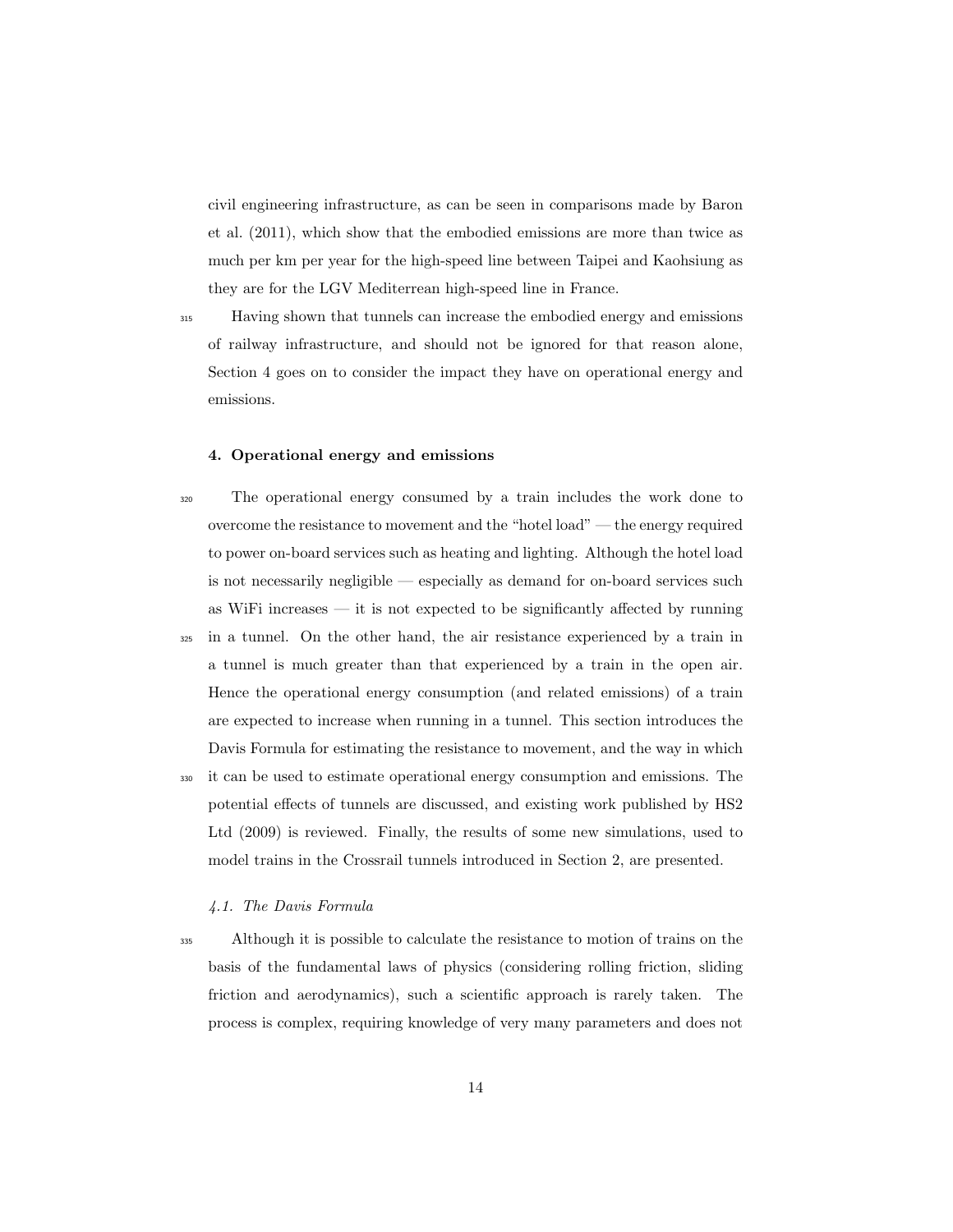civil engineering infrastructure, as can be seen in comparisons made by Baron et al. (2011), which show that the embodied emissions are more than twice as much per km per year for the high-speed line between Taipei and Kaohsiung as they are for the LGV Mediterrean high-speed line in France.

Having shown that tunnels can increase the embodied energy and emissions of railway infrastructure, and should not be ignored for that reason alone, Section 4 goes on to consider the impact they have on operational energy and emissions.

## 4. Operational energy and emissions

The operational energy consumed by a train includes the work done to overcome the resistance to movement and the "hotel load" — the energy required to power on-board services such as heating and lighting. Although the hotel load is not necessarily negligible — especially as demand for on-board services such as WiFi increases — it is not expected to be significantly affected by running in a tunnel. On the other hand, the air resistance experienced by a train in a tunnel is much greater than that experienced by a train in the open air. Hence the operational energy consumption (and related emissions) of a train are expected to increase when running in a tunnel. This section introduces the Davis Formula for estimating the resistance to movement, and the way in which it can be used to estimate operational energy consumption and emissions. The potential effects of tunnels are discussed, and existing work published by HS2 Ltd (2009) is reviewed. Finally, the results of some new simulations, used to model trains in the Crossrail tunnels introduced in Section 2, are presented.

### *4.1. The Davis Formula*

Although it is possible to calculate the resistance to motion of trains on the basis of the fundamental laws of physics (considering rolling friction, sliding friction and aerodynamics), such a scientific approach is rarely taken. The process is complex, requiring knowledge of very many parameters and does not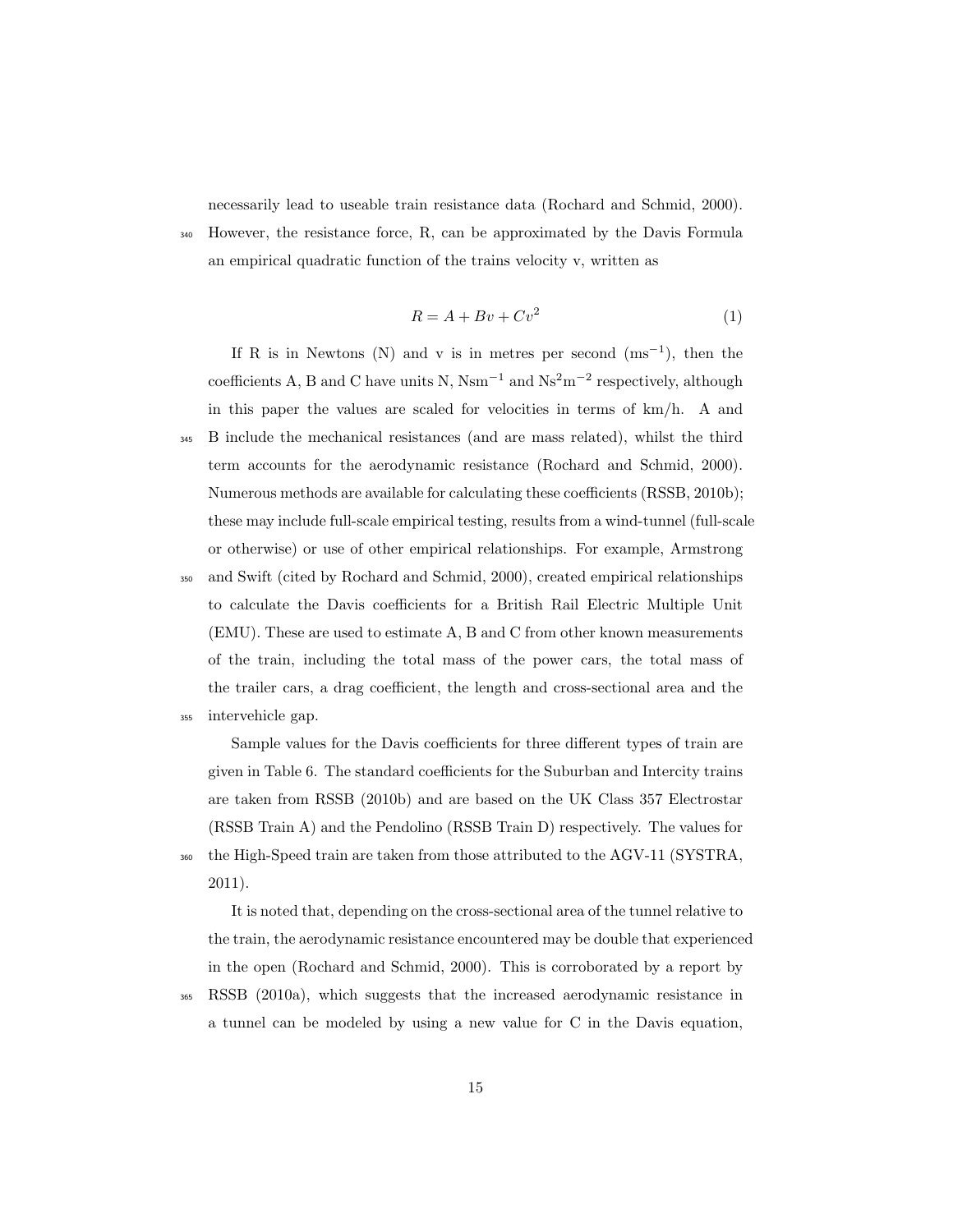necessarily lead to useable train resistance data (Rochard and Schmid, 2000). However, the resistance force, R, can be approximated by the Davis Formula an empirical quadratic function of the trains velocity v, written as

$$R = A + Bv + Cv^2 \tag{1}$$

If R is in Newtons (N) and v is in metres per second ($\mathrm{ms}^{-1}$), then the coefficients A, B and C have units N, $\mathrm{Nsm}^{-1}$ and $\mathrm{Ns}^2\mathrm{m}^{-2}$ respectively, although in this paper the values are scaled for velocities in terms of km/h. A and B include the mechanical resistances (and are mass related), whilst the third term accounts for the aerodynamic resistance (Rochard and Schmid, 2000). Numerous methods are available for calculating these coefficients (RSSB, 2010b); these may include full-scale empirical testing, results from a wind-tunnel (full-scale or otherwise) or use of other empirical relationships. For example, Armstrong and Swift (cited by Rochard and Schmid, 2000), created empirical relationships to calculate the Davis coefficients for a British Rail Electric Multiple Unit (EMU). These are used to estimate A, B and C from other known measurements of the train, including the total mass of the power cars, the total mass of the trailer cars, a drag coefficient, the length and cross-sectional area and the intervehicle gap.

Sample values for the Davis coefficients for three different types of train are given in Table 6. The standard coefficients for the Suburban and Intercity trains are taken from RSSB (2010b) and are based on the UK Class 357 Electrostar (RSSB Train A) and the Pendolino (RSSB Train D) respectively. The values for the High-Speed train are taken from those attributed to the AGV-11 (SYSTRA, 2011).

It is noted that, depending on the cross-sectional area of the tunnel relative to the train, the aerodynamic resistance encountered may be double that experienced in the open (Rochard and Schmid, 2000). This is corroborated by a report by RSSB (2010a), which suggests that the increased aerodynamic resistance in a tunnel can be modeled by using a new value for C in the Davis equation,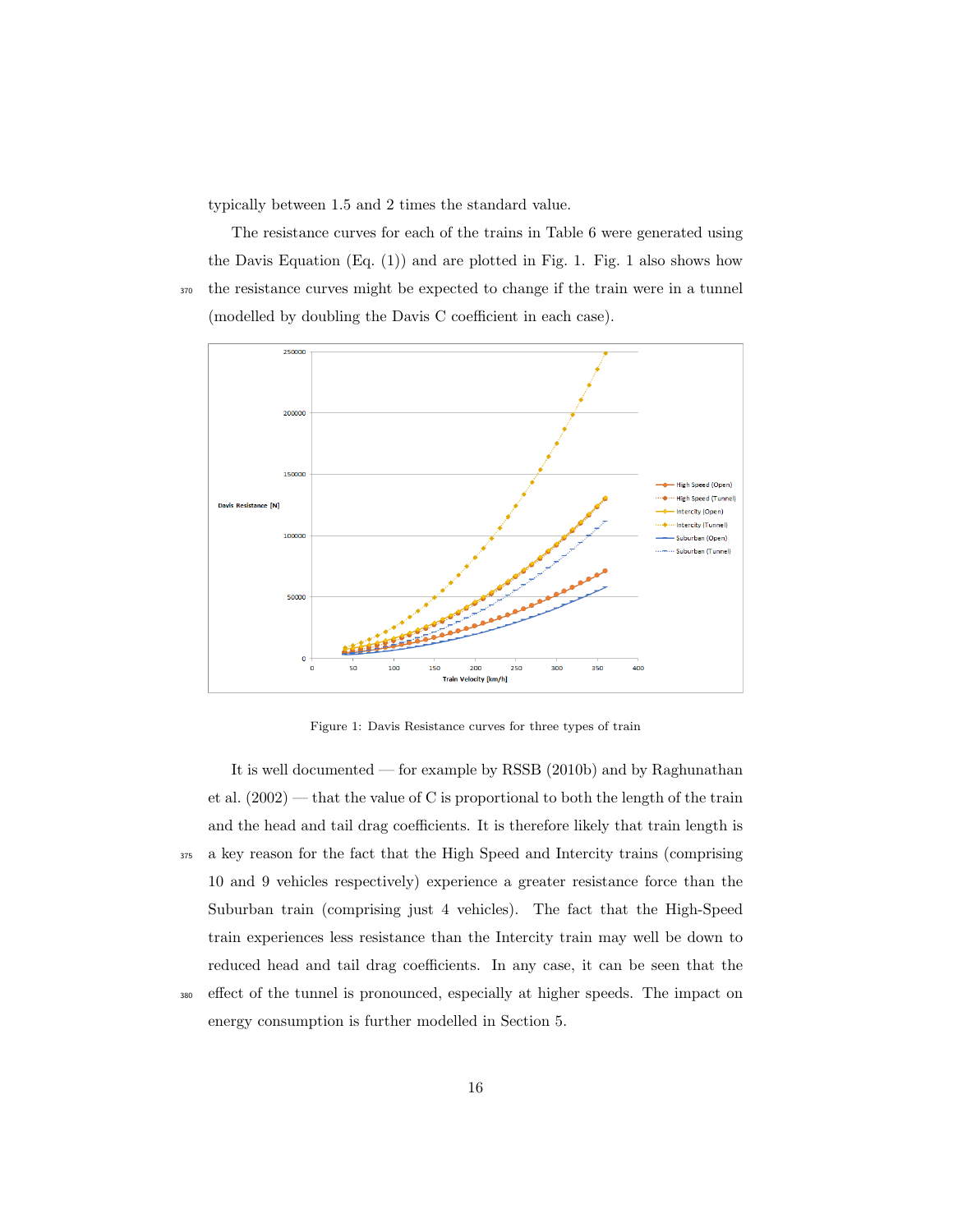typically between 1.5 and 2 times the standard value.

The resistance curves for each of the trains in Table 6 were generated using the Davis Equation (Eq. (1)) and are plotted in Fig. 1. Fig. 1 also shows how the resistance curves might be expected to change if the train were in a tunnel (modelled by doubling the Davis C coefficient in each case).

Figure 1: Davis Resistance curves for three types of train

It is well documented — for example by RSSB (2010b) and by Raghunathan et al. (2002) — that the value of C is proportional to both the length of the train and the head and tail drag coefficients. It is therefore likely that train length is a key reason for the fact that the High Speed and Intercity trains (comprising 10 and 9 vehicles respectively) experience a greater resistance force than the Suburban train (comprising just 4 vehicles). The fact that the High-Speed train experiences less resistance than the Intercity train may well be down to reduced head and tail drag coefficients. In any case, it can be seen that the effect of the tunnel is pronounced, especially at higher speeds. The impact on energy consumption is further modelled in Section 5.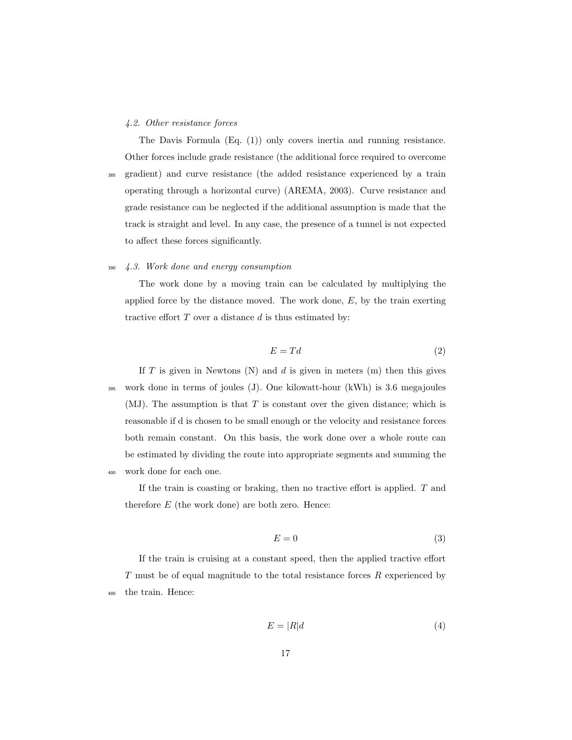### 4.2. Other resistance forces

The Davis Formula (Eq. (1)) only covers inertia and running resistance. Other forces include grade resistance (the additional force required to overcome gradient) and curve resistance (the added resistance experienced by a train operating through a horizontal curve) (AREMA, 2003). Curve resistance and grade resistance can be neglected if the additional assumption is made that the track is straight and level. In any case, the presence of a tunnel is not expected to affect these forces significantly.

### 4.3. Work done and energy consumption

The work done by a moving train can be calculated by multiplying the applied force by the distance moved. The work done, $E$, by the train exerting tractive effort $T$ over a distance $d$ is thus estimated by:

$$E = Td \tag{2}$$

If $T$ is given in Newtons (N) and $d$ is given in meters (m) then this gives work done in terms of joules (J). One kilowatt-hour (kWh) is 3.6 megajoules (MJ). The assumption is that $T$ is constant over the given distance; which is reasonable if d is chosen to be small enough or the velocity and resistance forces both remain constant. On this basis, the work done over a whole route can be estimated by dividing the route into appropriate segments and summing the work done for each one.

If the train is coasting or braking, then no tractive effort is applied. $T$ and therefore $E$ (the work done) are both zero. Hence:

$$E = 0 \tag{3}$$

If the train is cruising at a constant speed, then the applied tractive effort $T$ must be of equal magnitude to the total resistance forces $R$ experienced by the train. Hence:

$$E = |R|d \tag{4}$$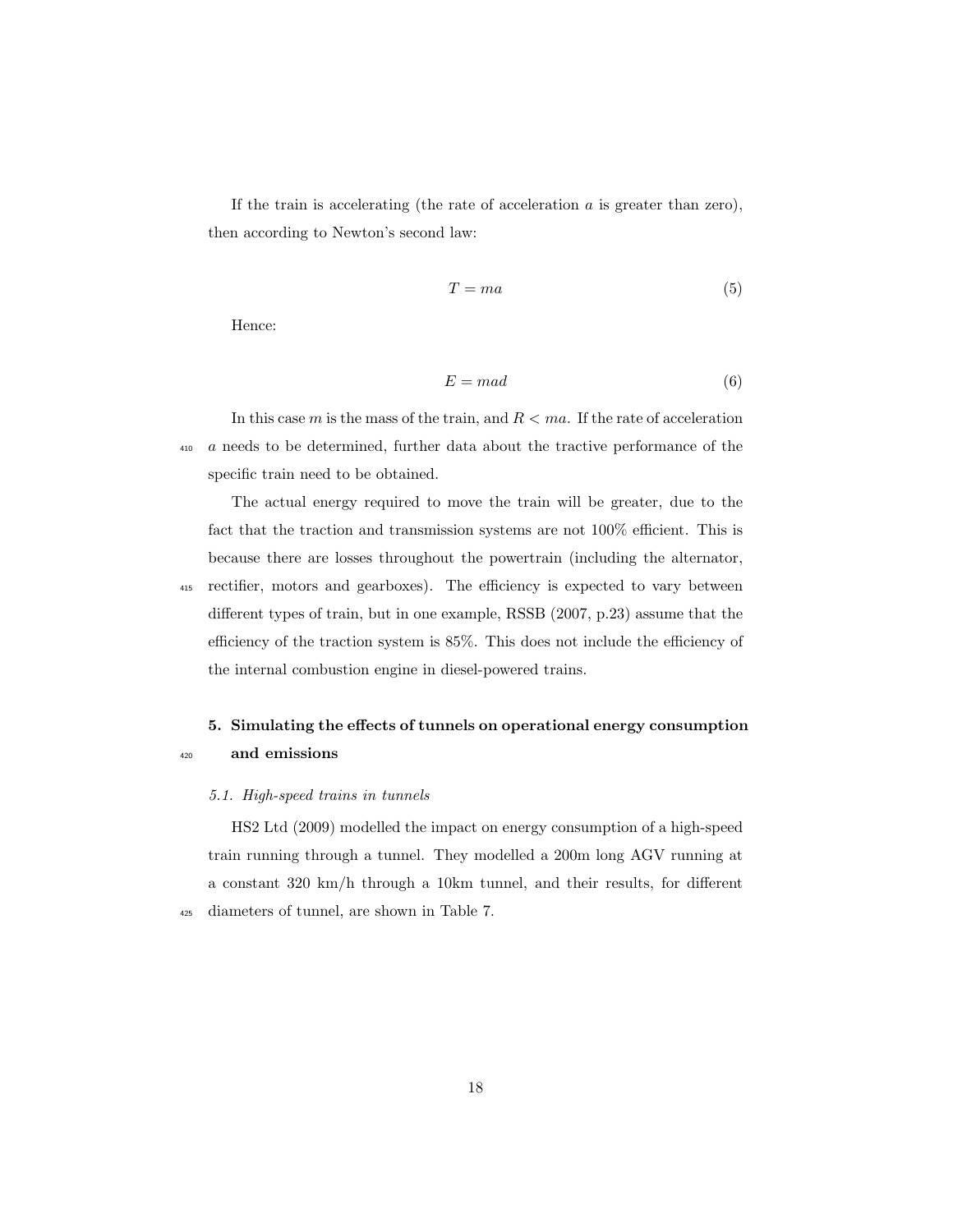If the train is accelerating (the rate of acceleration $a$ is greater than zero), then according to Newton's second law:

$$T = ma \tag{5}$$

Hence:

$$E = mad \tag{6}$$

In this case $m$ is the mass of the train, and $R < ma$. If the rate of acceleration $a$ needs to be determined, further data about the tractive performance of the specific train need to be obtained.

The actual energy required to move the train will be greater, due to the fact that the traction and transmission systems are not 100% efficient. This is because there are losses throughout the powertrain (including the alternator, rectifier, motors and gearboxes). The efficiency is expected to vary between different types of train, but in one example, RSSB (2007, p.23) assume that the efficiency of the traction system is 85%. This does not include the efficiency of the internal combustion engine in diesel-powered trains.

## 5. Simulating the effects of tunnels on operational energy consumption and emissions

### *5.1. High-speed trains in tunnels*

HS2 Ltd (2009) modelled the impact on energy consumption of a high-speed train running through a tunnel. They modelled a 200m long AGV running at a constant 320 km/h through a 10km tunnel, and their results, for different diameters of tunnel, are shown in Table 7.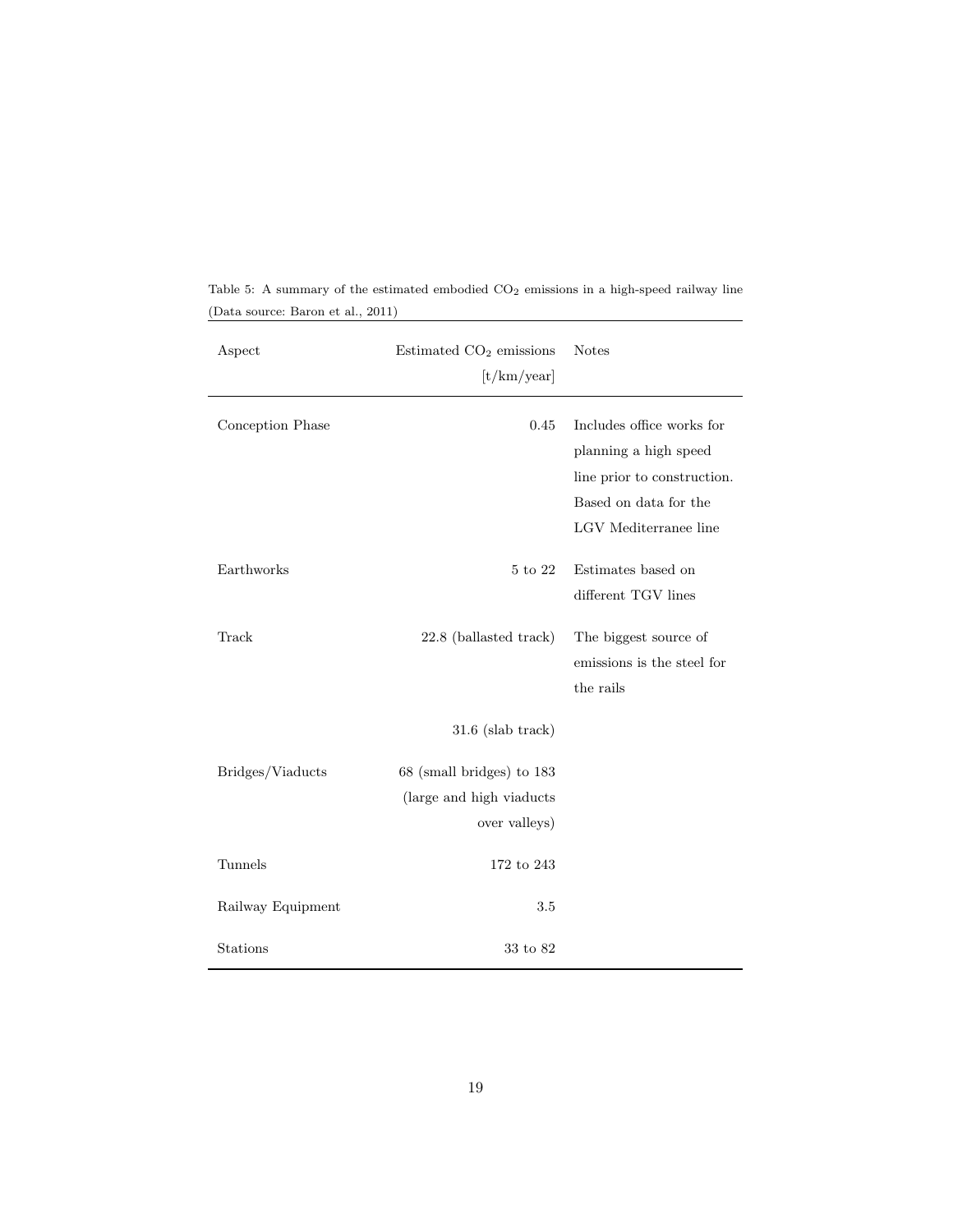Table 5: A summary of the estimated embodied $CO_2$ emissions in a high-speed railway line (Data source: Baron et al., 2011)

| Aspect | Estimated $CO_2$ emissions [t/km/year] | Notes |
|---|---|---|
| Conception Phase | 0.45 | Includes office works for planning a high speed line prior to construction. Based on data for the LGV Mediterranee line |
| Earthworks | 5 to 22 | Estimates based on different TGV lines |
| Track | 22.8 (ballasted track) | The biggest source of emissions is the steel for the rails |
| | 31.6 (slab track) | |
| Bridges/Viaducts | 68 (small bridges) to 183 (large and high viaducts over valleys) | |
| Tunnels | 172 to 243 | |
| Railway Equipment | 3.5 | |
| Stations | 33 to 82 | |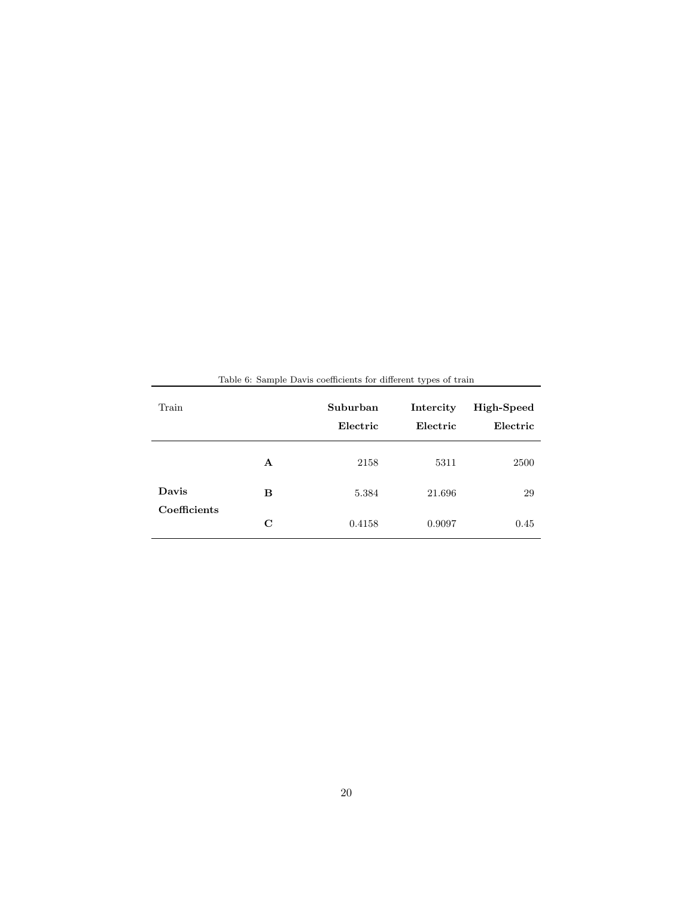Table 6: Sample Davis coefficients for different types of train

| Train | | **Suburban Electric** | **Intercity Electric** | **High-Speed Electric** |
|---|---|---|---|---|
| | **A** | 2158 | 5311 | 2500 |
| **Davis Coefficients** | **B** | 5.384 | 21.696 | 29 |
| | **C** | 0.4158 | 0.9097 | 0.45 |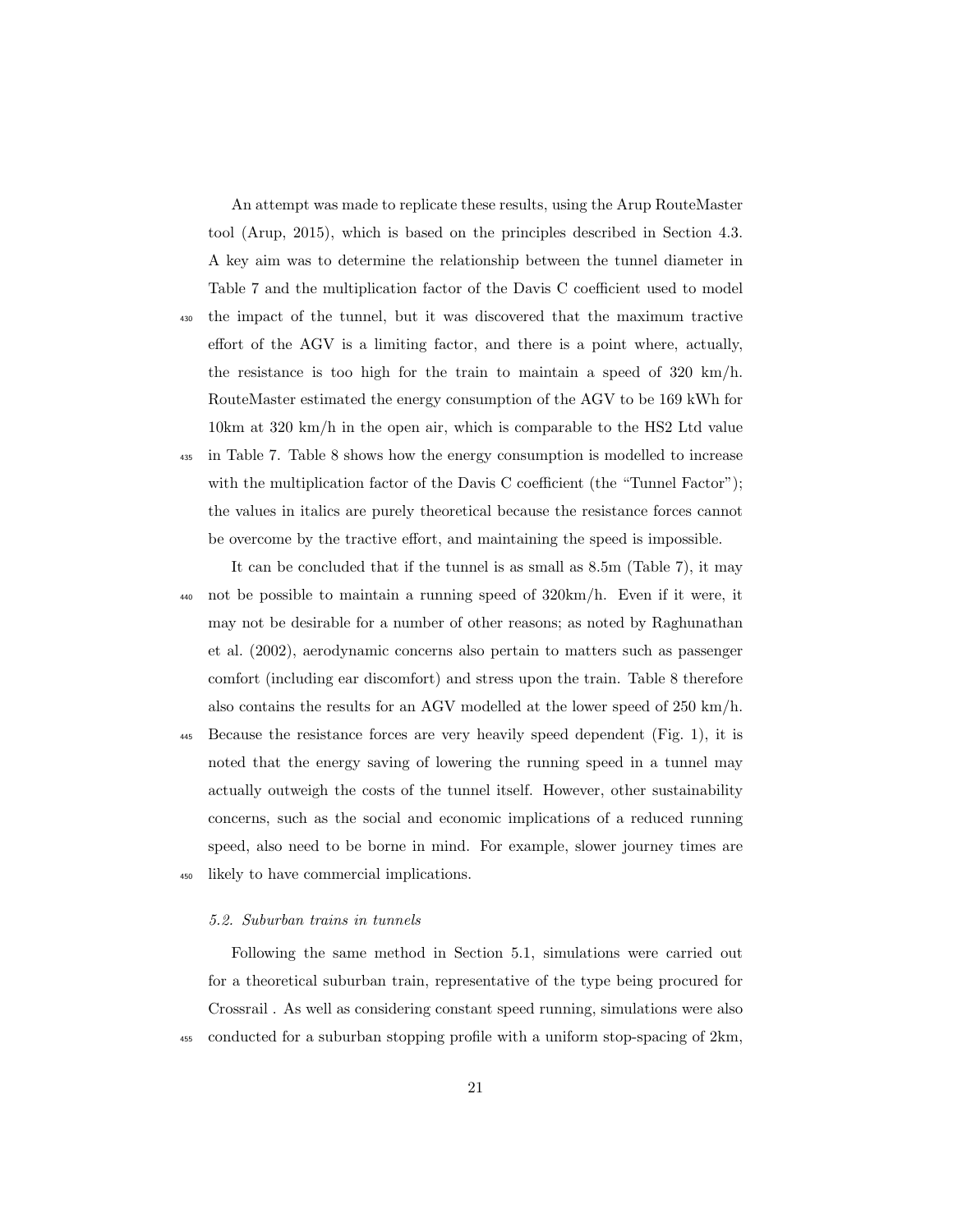An attempt was made to replicate these results, using the Arup RouteMaster tool (Arup, 2015), which is based on the principles described in Section 4.3. A key aim was to determine the relationship between the tunnel diameter in Table 7 and the multiplication factor of the Davis C coefficient used to model the impact of the tunnel, but it was discovered that the maximum tractive effort of the AGV is a limiting factor, and there is a point where, actually, the resistance is too high for the train to maintain a speed of 320 km/h. RouteMaster estimated the energy consumption of the AGV to be 169 kWh for 10km at 320 km/h in the open air, which is comparable to the HS2 Ltd value in Table 7. Table 8 shows how the energy consumption is modelled to increase with the multiplication factor of the Davis C coefficient (the "Tunnel Factor"); the values in italics are purely theoretical because the resistance forces cannot be overcome by the tractive effort, and maintaining the speed is impossible.

It can be concluded that if the tunnel is as small as 8.5m (Table 7), it may not be possible to maintain a running speed of 320km/h. Even if it were, it may not be desirable for a number of other reasons; as noted by Raghunathan et al. (2002), aerodynamic concerns also pertain to matters such as passenger comfort (including ear discomfort) and stress upon the train. Table 8 therefore also contains the results for an AGV modelled at the lower speed of 250 km/h. Because the resistance forces are very heavily speed dependent (Fig. 1), it is noted that the energy saving of lowering the running speed in a tunnel may actually outweigh the costs of the tunnel itself. However, other sustainability concerns, such as the social and economic implications of a reduced running speed, also need to be borne in mind. For example, slower journey times are likely to have commercial implications.

### *5.2. Suburban trains in tunnels*

Following the same method in Section 5.1, simulations were carried out for a theoretical suburban train, representative of the type being procured for Crossrail . As well as considering constant speed running, simulations were also conducted for a suburban stopping profile with a uniform stop-spacing of 2km,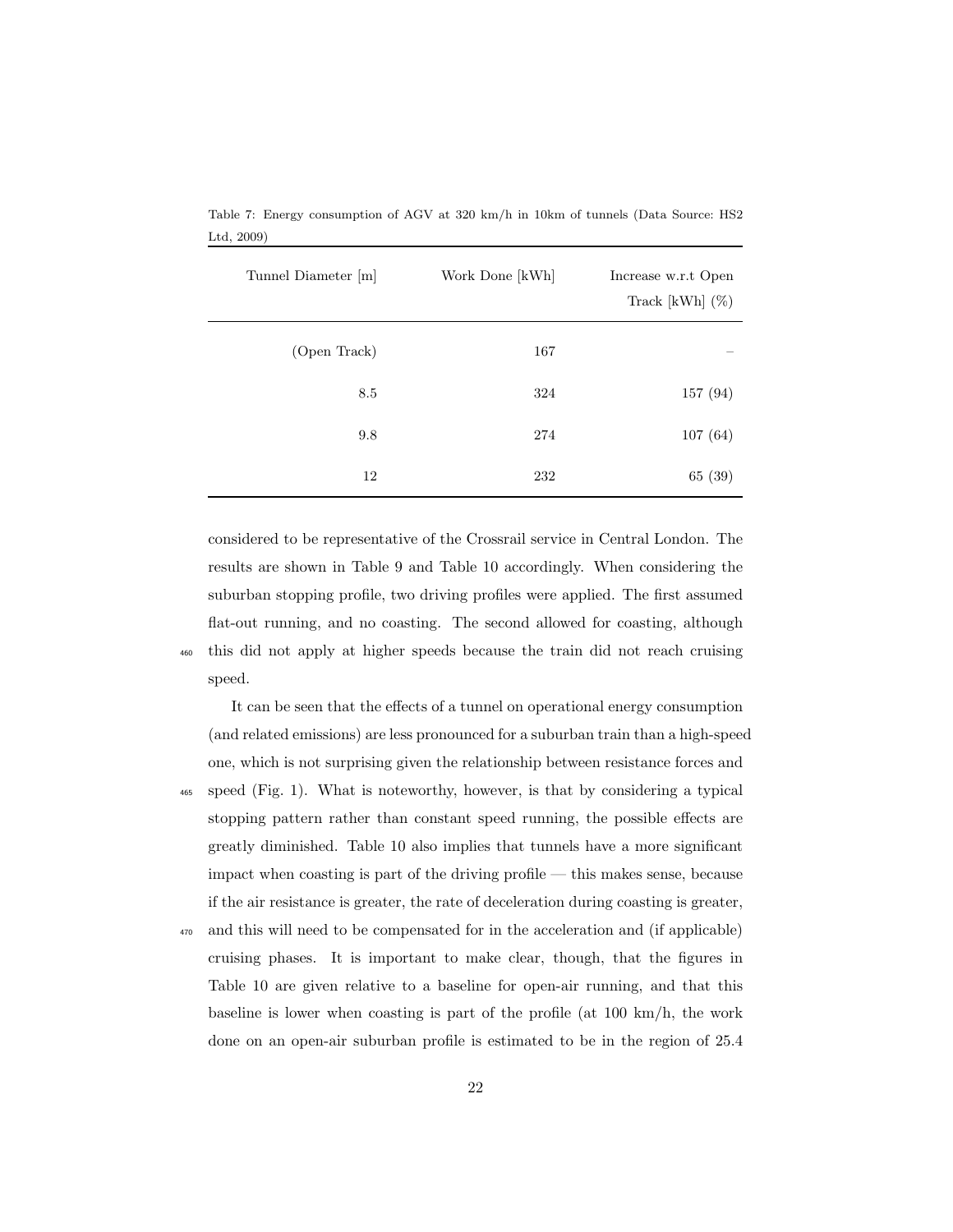Table 7: Energy consumption of AGV at 320 km/h in 10km of tunnels (Data Source: HS2 Ltd, 2009)

| Tunnel Diameter [m] | Work Done [kWh] | Increase w.r.t Open Track [kWh] (%) |
|---|---|---|
| (Open Track) | 167 | – |
| 8.5 | 324 | 157 (94) |
| 9.8 | 274 | 107 (64) |
| 12 | 232 | 65 (39) |

considered to be representative of the Crossrail service in Central London. The results are shown in Table 9 and Table 10 accordingly. When considering the suburban stopping profile, two driving profiles were applied. The first assumed flat-out running, and no coasting. The second allowed for coasting, although this did not apply at higher speeds because the train did not reach cruising speed.

It can be seen that the effects of a tunnel on operational energy consumption (and related emissions) are less pronounced for a suburban train than a high-speed one, which is not surprising given the relationship between resistance forces and speed (Fig. 1). What is noteworthy, however, is that by considering a typical stopping pattern rather than constant speed running, the possible effects are greatly diminished. Table 10 also implies that tunnels have a more significant impact when coasting is part of the driving profile — this makes sense, because if the air resistance is greater, the rate of deceleration during coasting is greater, and this will need to be compensated for in the acceleration and (if applicable) cruising phases. It is important to make clear, though, that the figures in Table 10 are given relative to a baseline for open-air running, and that this baseline is lower when coasting is part of the profile (at 100 km/h, the work done on an open-air suburban profile is estimated to be in the region of 25.4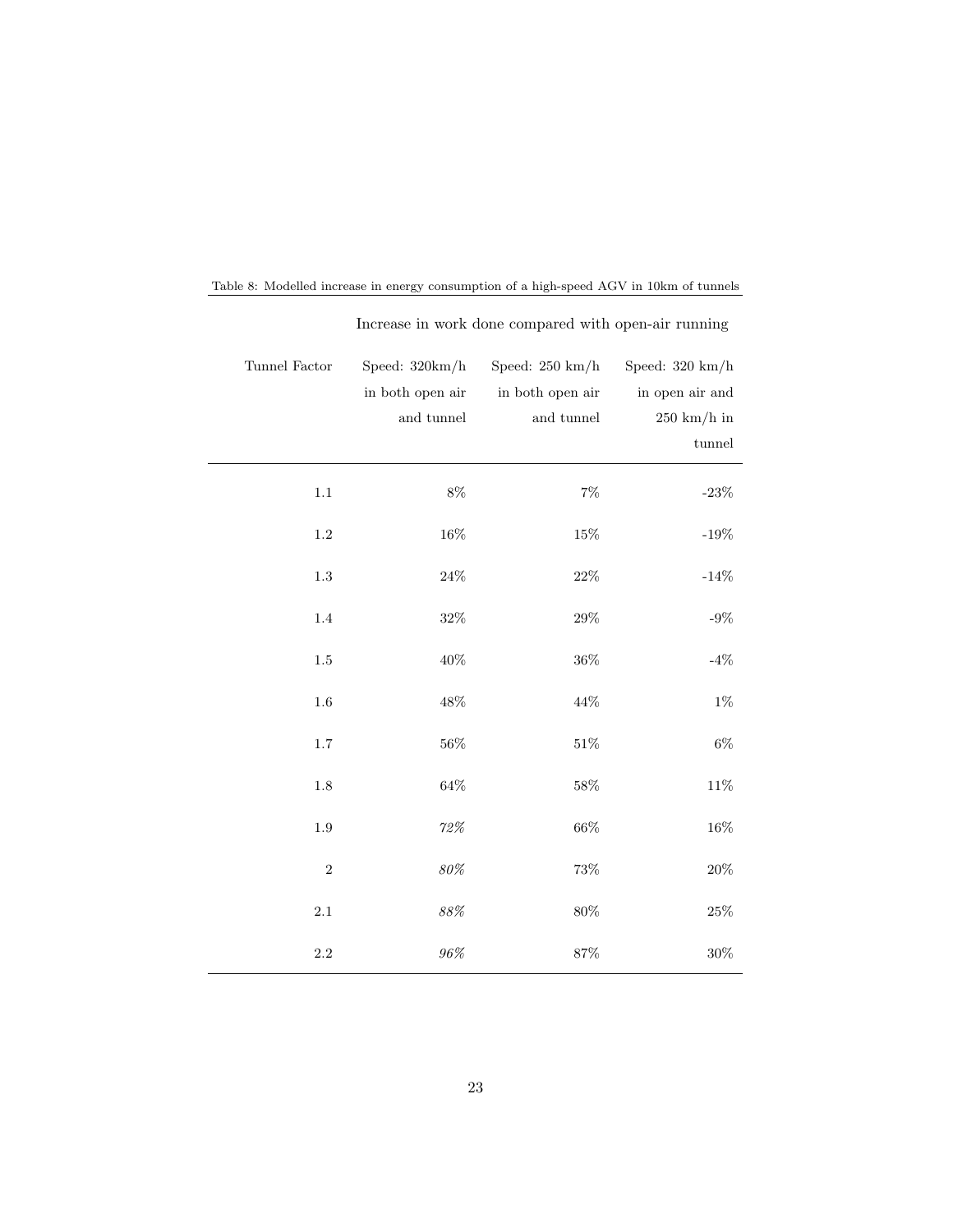Table 8: Modelled increase in energy consumption of a high-speed AGV in 10km of tunnels

| | Increase in work done compared with open-air running | | |
|---|---|---|---|
| Tunnel Factor | Speed: 320km/h in both open air and tunnel | Speed: 250 km/h in both open air and tunnel | Speed: 320 km/h in open air and 250 km/h in tunnel |
| 1.1 | 8% | 7% | -23% |
| 1.2 | 16% | 15% | -19% |
| 1.3 | 24% | 22% | -14% |
| 1.4 | 32% | 29% | -9% |
| 1.5 | 40% | 36% | -4% |
| 1.6 | 48% | 44% | 1% |
| 1.7 | 56% | 51% | 6% |
| 1.8 | 64% | 58% | 11% |
| 1.9 | *72%* | 66% | 16% |
| 2 | *80%* | 73% | 20% |
| 2.1 | *88%* | 80% | 25% |
| 2.2 | *96%* | 87% | 30% |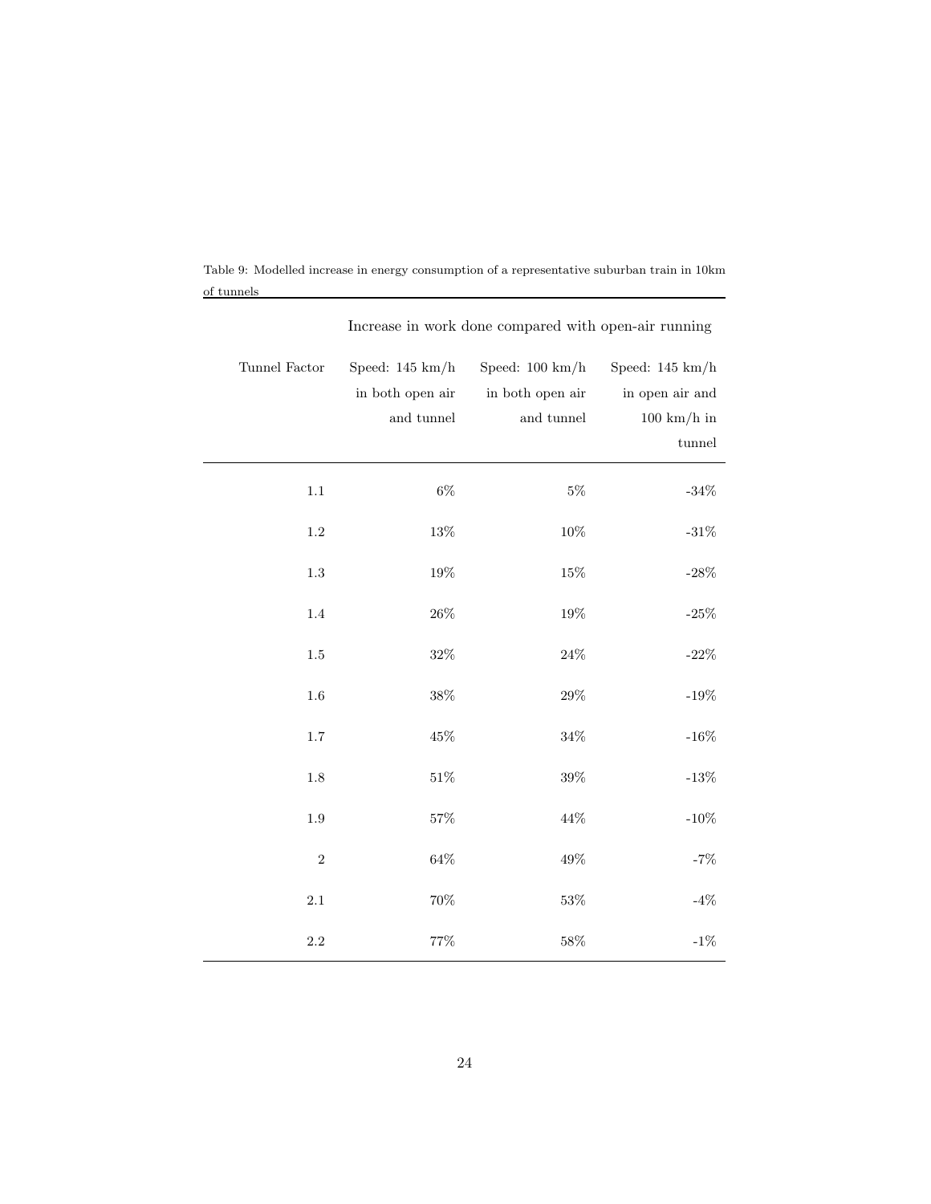Table 9: Modelled increase in energy consumption of a representative suburban train in 10km of tunnels

| | Increase in work done compared with open-air running | | |
|---|---|---|---|
| Tunnel Factor | Speed: 145 km/h in both open air and tunnel | Speed: 100 km/h in both open air and tunnel | Speed: 145 km/h in open air and 100 km/h in tunnel |
| 1.1 | 6% | 5% | -34% |
| 1.2 | 13% | 10% | -31% |
| 1.3 | 19% | 15% | -28% |
| 1.4 | 26% | 19% | -25% |
| 1.5 | 32% | 24% | -22% |
| 1.6 | 38% | 29% | -19% |
| 1.7 | 45% | 34% | -16% |
| 1.8 | 51% | 39% | -13% |
| 1.9 | 57% | 44% | -10% |
| 2 | 64% | 49% | -7% |
| 2.1 | 70% | 53% | -4% |
| 2.2 | 77% | 58% | -1% |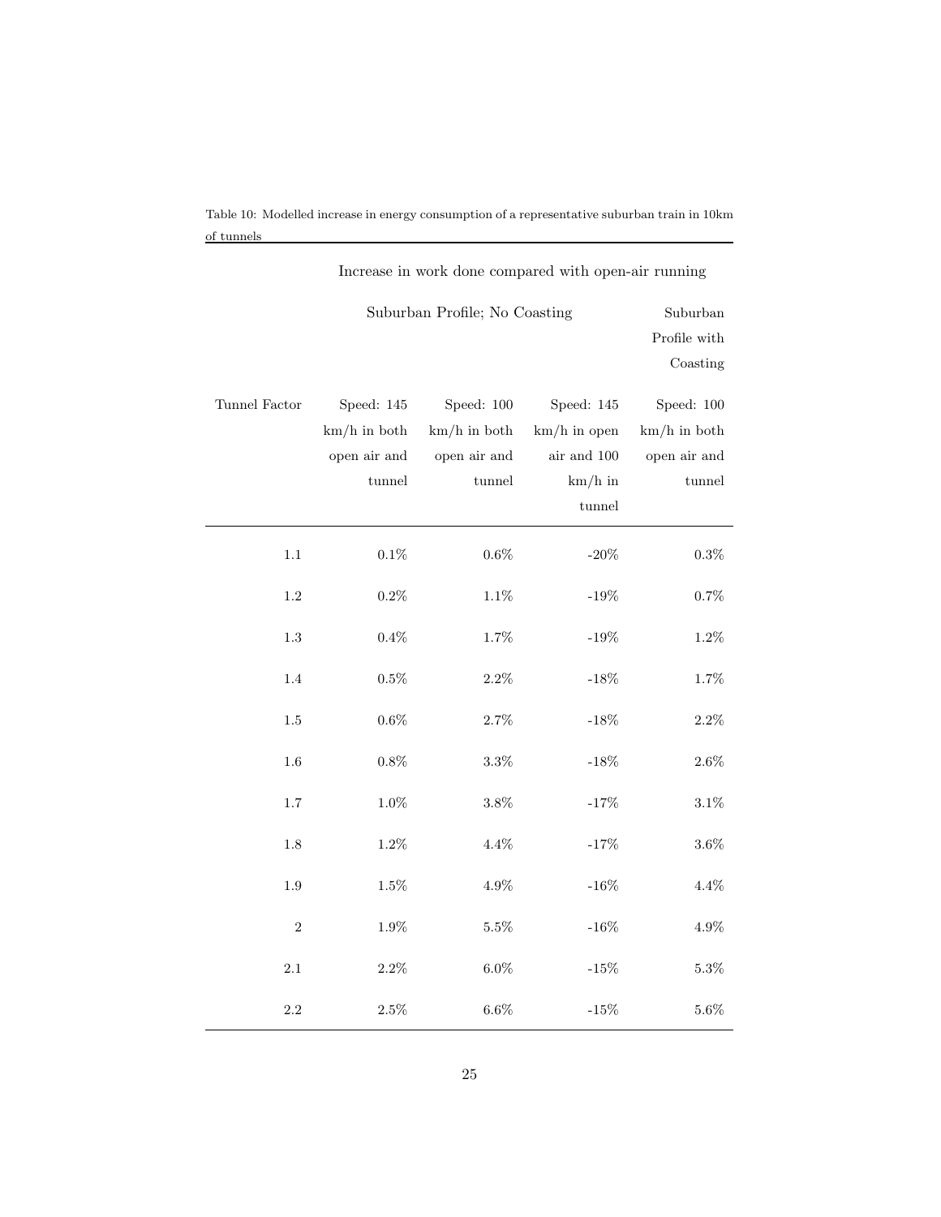Table 10: Modelled increase in energy consumption of a representative suburban train in 10km of tunnels

| | Increase in work done compared with open-air running | | | |
|---|---|---|---|---|
| | Suburban Profile; No Coasting | | | Suburban Profile with Coasting |
| Tunnel Factor | Speed: 145 km/h in both open air and tunnel | Speed: 100 km/h in both open air and tunnel | Speed: 145 km/h in open air and 100 km/h in tunnel | Speed: 100 km/h in both open air and tunnel |
| 1.1 | 0.1% | 0.6% | -20% | 0.3% |
| 1.2 | 0.2% | 1.1% | -19% | 0.7% |
| 1.3 | 0.4% | 1.7% | -19% | 1.2% |
| 1.4 | 0.5% | 2.2% | -18% | 1.7% |
| 1.5 | 0.6% | 2.7% | -18% | 2.2% |
| 1.6 | 0.8% | 3.3% | -18% | 2.6% |
| 1.7 | 1.0% | 3.8% | -17% | 3.1% |
| 1.8 | 1.2% | 4.4% | -17% | 3.6% |
| 1.9 | 1.5% | 4.9% | -16% | 4.4% |
| 2 | 1.9% | 5.5% | -16% | 4.9% |
| 2.1 | 2.2% | 6.0% | -15% | 5.3% |
| 2.2 | 2.5% | 6.6% | -15% | 5.6% |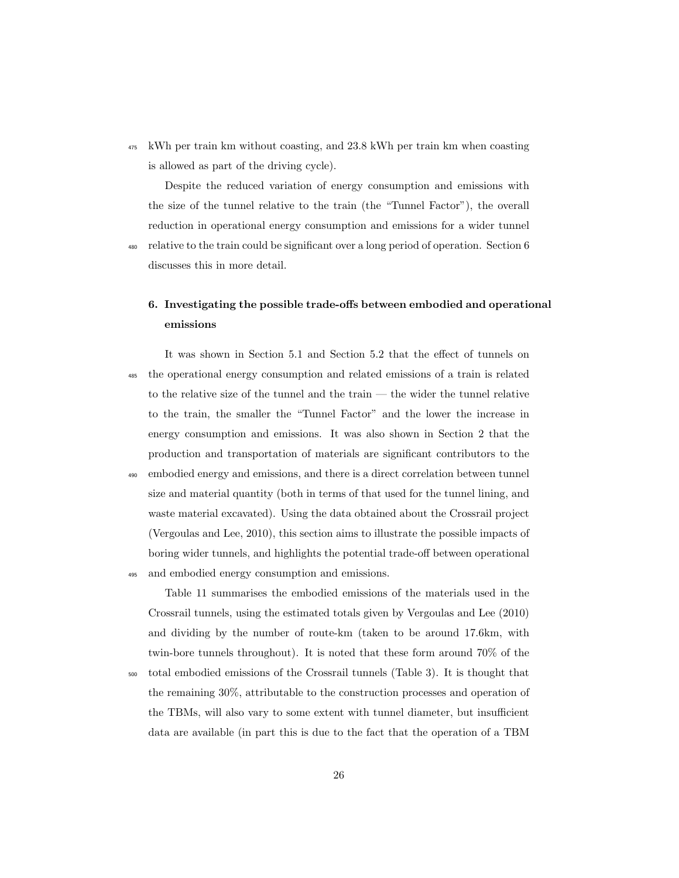kWh per train km without coasting, and 23.8 kWh per train km when coasting is allowed as part of the driving cycle).

Despite the reduced variation of energy consumption and emissions with the size of the tunnel relative to the train (the "Tunnel Factor"), the overall reduction in operational energy consumption and emissions for a wider tunnel relative to the train could be significant over a long period of operation. Section 6 discusses this in more detail.

## 6. Investigating the possible trade-offs between embodied and operational emissions

It was shown in Section 5.1 and Section 5.2 that the effect of tunnels on the operational energy consumption and related emissions of a train is related to the relative size of the tunnel and the train — the wider the tunnel relative to the train, the smaller the "Tunnel Factor" and the lower the increase in energy consumption and emissions. It was also shown in Section 2 that the production and transportation of materials are significant contributors to the embodied energy and emissions, and there is a direct correlation between tunnel size and material quantity (both in terms of that used for the tunnel lining, and waste material excavated). Using the data obtained about the Crossrail project (Vergoulas and Lee, 2010), this section aims to illustrate the possible impacts of boring wider tunnels, and highlights the potential trade-off between operational and embodied energy consumption and emissions.

Table 11 summarises the embodied emissions of the materials used in the Crossrail tunnels, using the estimated totals given by Vergoulas and Lee (2010) and dividing by the number of route-km (taken to be around 17.6km, with twin-bore tunnels throughout). It is noted that these form around 70% of the total embodied emissions of the Crossrail tunnels (Table 3). It is thought that the remaining 30%, attributable to the construction processes and operation of the TBMs, will also vary to some extent with tunnel diameter, but insufficient data are available (in part this is due to the fact that the operation of a TBM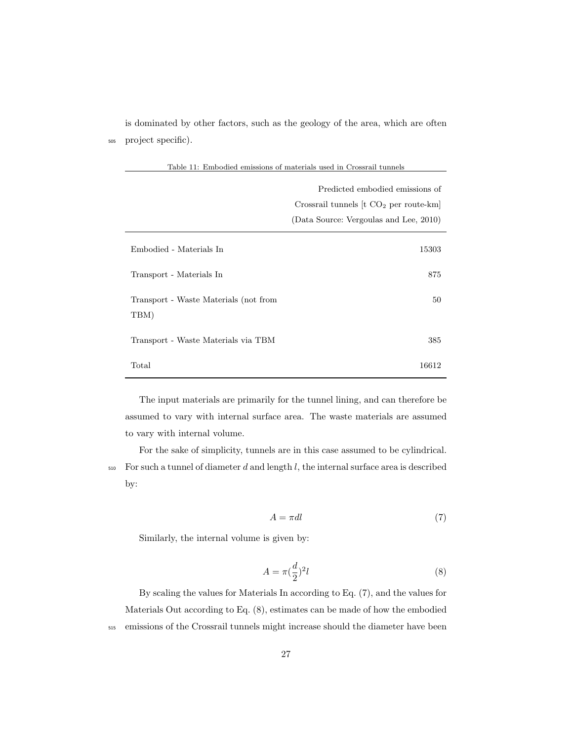is dominated by other factors, such as the geology of the area, which are often project specific).

Table 11: Embodied emissions of materials used in Crossrail tunnels

| | Predicted embodied emissions of Crossrail tunnels [t $CO_2$ per route-km] (Data Source: Vergoulas and Lee, 2010) |
|---|---|
| Embodied - Materials In | 15303 |
| Transport - Materials In | 875 |
| Transport - Waste Materials (not from TBM) | 50 |
| Transport - Waste Materials via TBM | 385 |
| Total | 16612 |

The input materials are primarily for the tunnel lining, and can therefore be assumed to vary with internal surface area. The waste materials are assumed to vary with internal volume.

For the sake of simplicity, tunnels are in this case assumed to be cylindrical. For such a tunnel of diameter $d$ and length $l$, the internal surface area is described by:

$$A = \pi d l \tag{7}$$

Similarly, the internal volume is given by:

$$A = \pi(\frac{d}{2})^2 l \tag{8}$$

By scaling the values for Materials In according to Eq. (7), and the values for Materials Out according to Eq. (8), estimates can be made of how the embodied emissions of the Crossrail tunnels might increase should the diameter have been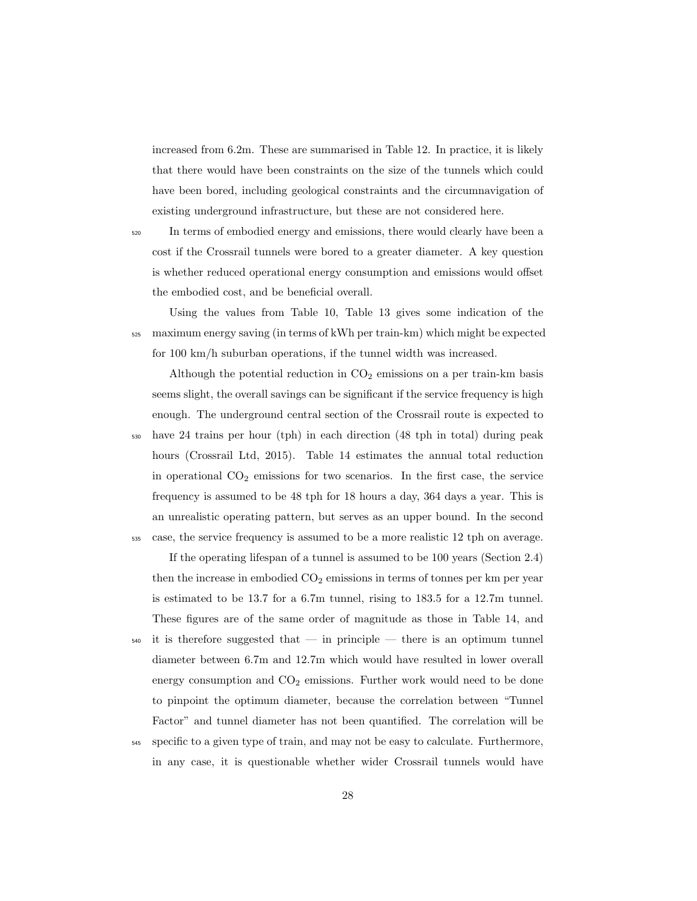increased from 6.2m. These are summarised in Table 12. In practice, it is likely that there would have been constraints on the size of the tunnels which could have been bored, including geological constraints and the circumnavigation of existing underground infrastructure, but these are not considered here.

In terms of embodied energy and emissions, there would clearly have been a cost if the Crossrail tunnels were bored to a greater diameter. A key question is whether reduced operational energy consumption and emissions would offset the embodied cost, and be beneficial overall.

Using the values from Table 10, Table 13 gives some indication of the maximum energy saving (in terms of kWh per train-km) which might be expected for 100 km/h suburban operations, if the tunnel width was increased.

Although the potential reduction in $CO_2$ emissions on a per train-km basis seems slight, the overall savings can be significant if the service frequency is high enough. The underground central section of the Crossrail route is expected to have 24 trains per hour (tph) in each direction (48 tph in total) during peak hours (Crossrail Ltd, 2015). Table 14 estimates the annual total reduction in operational $CO_2$ emissions for two scenarios. In the first case, the service frequency is assumed to be 48 tph for 18 hours a day, 364 days a year. This is an unrealistic operating pattern, but serves as an upper bound. In the second case, the service frequency is assumed to be a more realistic 12 tph on average.

If the operating lifespan of a tunnel is assumed to be 100 years (Section 2.4) then the increase in embodied $CO_2$ emissions in terms of tonnes per km per year is estimated to be 13.7 for a 6.7m tunnel, rising to 183.5 for a 12.7m tunnel. These figures are of the same order of magnitude as those in Table 14, and it is therefore suggested that — in principle — there is an optimum tunnel diameter between 6.7m and 12.7m which would have resulted in lower overall energy consumption and $CO_2$ emissions. Further work would need to be done to pinpoint the optimum diameter, because the correlation between "Tunnel Factor" and tunnel diameter has not been quantified. The correlation will be specific to a given type of train, and may not be easy to calculate. Furthermore, in any case, it is questionable whether wider Crossrail tunnels would have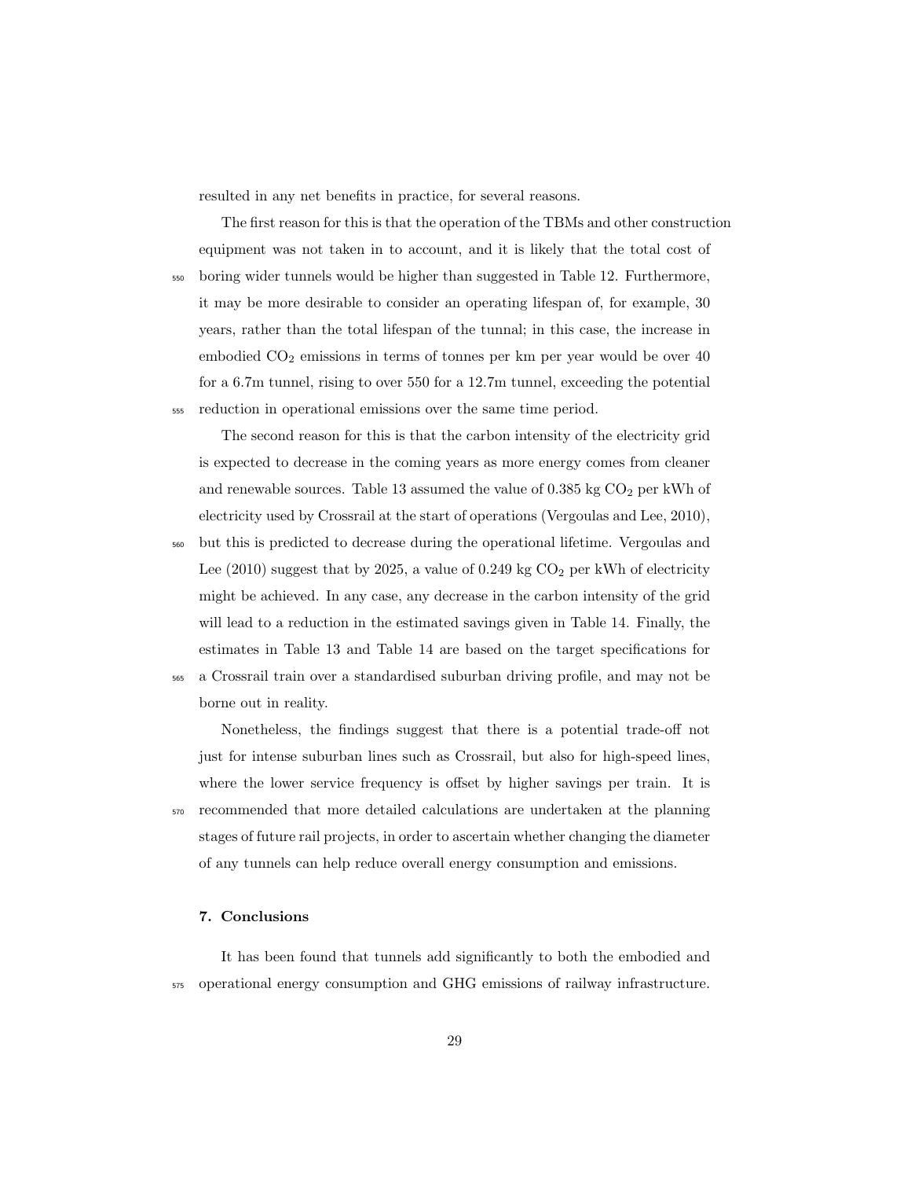resulted in any net benefits in practice, for several reasons.

The first reason for this is that the operation of the TBMs and other construction equipment was not taken in to account, and it is likely that the total cost of boring wider tunnels would be higher than suggested in Table 12. Furthermore, it may be more desirable to consider an operating lifespan of, for example, 30 years, rather than the total lifespan of the tunnal; in this case, the increase in embodied $CO_2$ emissions in terms of tonnes per km per year would be over 40 for a 6.7m tunnel, rising to over 550 for a 12.7m tunnel, exceeding the potential reduction in operational emissions over the same time period.

The second reason for this is that the carbon intensity of the electricity grid is expected to decrease in the coming years as more energy comes from cleaner and renewable sources. Table 13 assumed the value of 0.385 kg $CO_2$ per kWh of electricity used by Crossrail at the start of operations (Vergoulas and Lee, 2010), but this is predicted to decrease during the operational lifetime. Vergoulas and Lee (2010) suggest that by 2025, a value of 0.249 kg $CO_2$ per kWh of electricity might be achieved. In any case, any decrease in the carbon intensity of the grid will lead to a reduction in the estimated savings given in Table 14. Finally, the estimates in Table 13 and Table 14 are based on the target specifications for a Crossrail train over a standardised suburban driving profile, and may not be borne out in reality.

Nonetheless, the findings suggest that there is a potential trade-off not just for intense suburban lines such as Crossrail, but also for high-speed lines, where the lower service frequency is offset by higher savings per train. It is recommended that more detailed calculations are undertaken at the planning stages of future rail projects, in order to ascertain whether changing the diameter of any tunnels can help reduce overall energy consumption and emissions.

## 7. Conclusions

It has been found that tunnels add significantly to both the embodied and operational energy consumption and GHG emissions of railway infrastructure.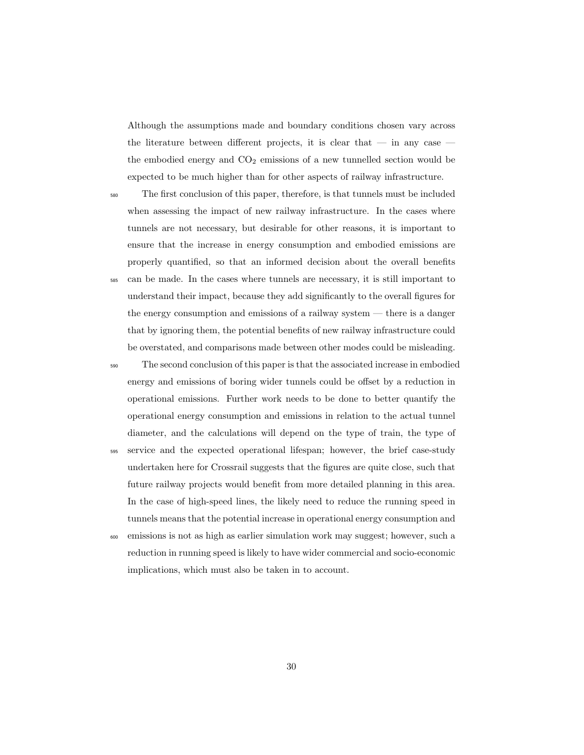Although the assumptions made and boundary conditions chosen vary across the literature between different projects, it is clear that — in any case — the embodied energy and $CO_2$ emissions of a new tunnelled section would be expected to be much higher than for other aspects of railway infrastructure.

The first conclusion of this paper, therefore, is that tunnels must be included when assessing the impact of new railway infrastructure. In the cases where tunnels are not necessary, but desirable for other reasons, it is important to ensure that the increase in energy consumption and embodied emissions are properly quantified, so that an informed decision about the overall benefits can be made. In the cases where tunnels are necessary, it is still important to understand their impact, because they add significantly to the overall figures for the energy consumption and emissions of a railway system — there is a danger that by ignoring them, the potential benefits of new railway infrastructure could be overstated, and comparisons made between other modes could be misleading.

The second conclusion of this paper is that the associated increase in embodied energy and emissions of boring wider tunnels could be offset by a reduction in operational emissions. Further work needs to be done to better quantify the operational energy consumption and emissions in relation to the actual tunnel diameter, and the calculations will depend on the type of train, the type of service and the expected operational lifespan; however, the brief case-study undertaken here for Crossrail suggests that the figures are quite close, such that future railway projects would benefit from more detailed planning in this area. In the case of high-speed lines, the likely need to reduce the running speed in tunnels means that the potential increase in operational energy consumption and emissions is not as high as earlier simulation work may suggest; however, such a reduction in running speed is likely to have wider commercial and socio-economic implications, which must also be taken in to account.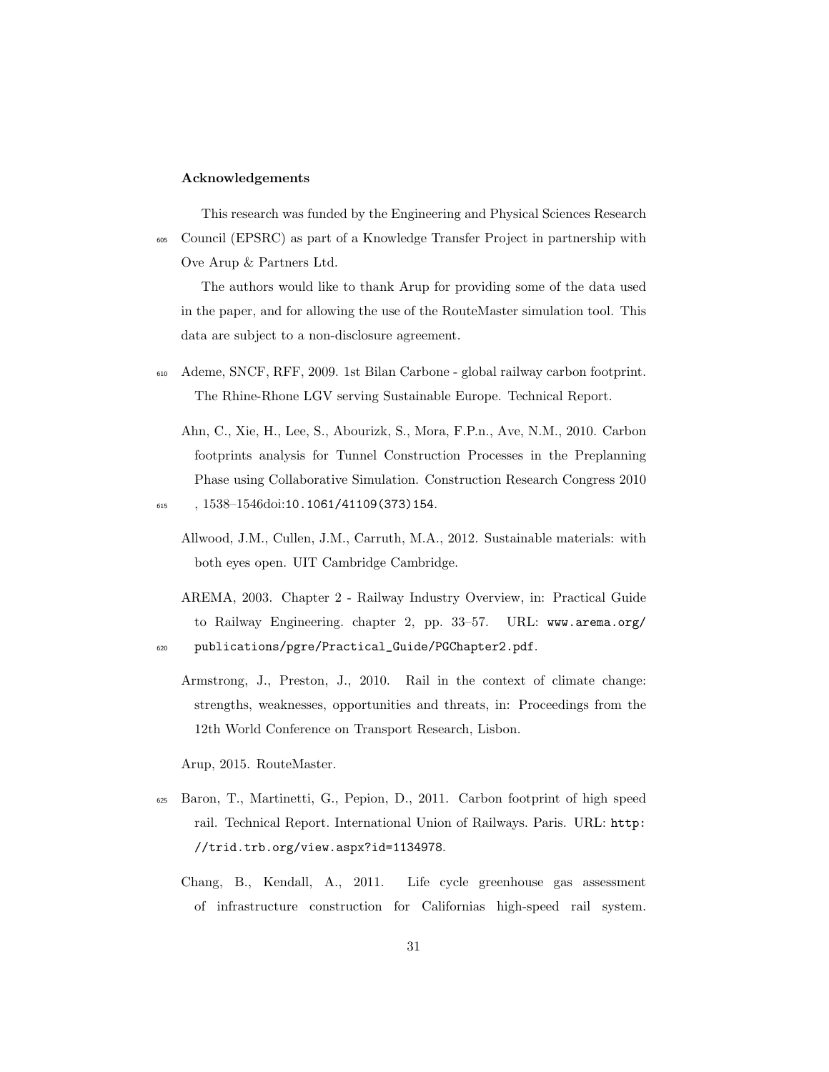### Acknowledgements

This research was funded by the Engineering and Physical Sciences Research Council (EPSRC) as part of a Knowledge Transfer Project in partnership with Ove Arup & Partners Ltd.

The authors would like to thank Arup for providing some of the data used in the paper, and for allowing the use of the RouteMaster simulation tool. This data are subject to a non-disclosure agreement.

Ademe, SNCF, RFF, 2009. 1st Bilan Carbone - global railway carbon footprint. The Rhine-Rhone LGV serving Sustainable Europe. Technical Report.

Ahn, C., Xie, H., Lee, S., Abourizk, S., Mora, F.P.n., Ave, N.M., 2010. Carbon footprints analysis for Tunnel Construction Processes in the Preplanning Phase using Collaborative Simulation. Construction Research Congress 2010 , 1538–1546doi:10.1061/41109(373)154.

Allwood, J.M., Cullen, J.M., Carruth, M.A., 2012. Sustainable materials: with both eyes open. UIT Cambridge Cambridge.

AREMA, 2003. Chapter 2 - Railway Industry Overview, in: Practical Guide to Railway Engineering. chapter 2, pp. 33–57. URL: www.arema.org/publications/pgre/Practical_Guide/PGChapter2.pdf.

Armstrong, J., Preston, J., 2010. Rail in the context of climate change: strengths, weaknesses, opportunities and threats, in: Proceedings from the 12th World Conference on Transport Research, Lisbon.

Arup, 2015. RouteMaster.

Baron, T., Martinetti, G., Pepion, D., 2011. Carbon footprint of high speed rail. Technical Report. International Union of Railways. Paris. URL: http://trid.trb.org/view.aspx?id=1134978.

Chang, B., Kendall, A., 2011. Life cycle greenhouse gas assessment of infrastructure construction for Californias high-speed rail system.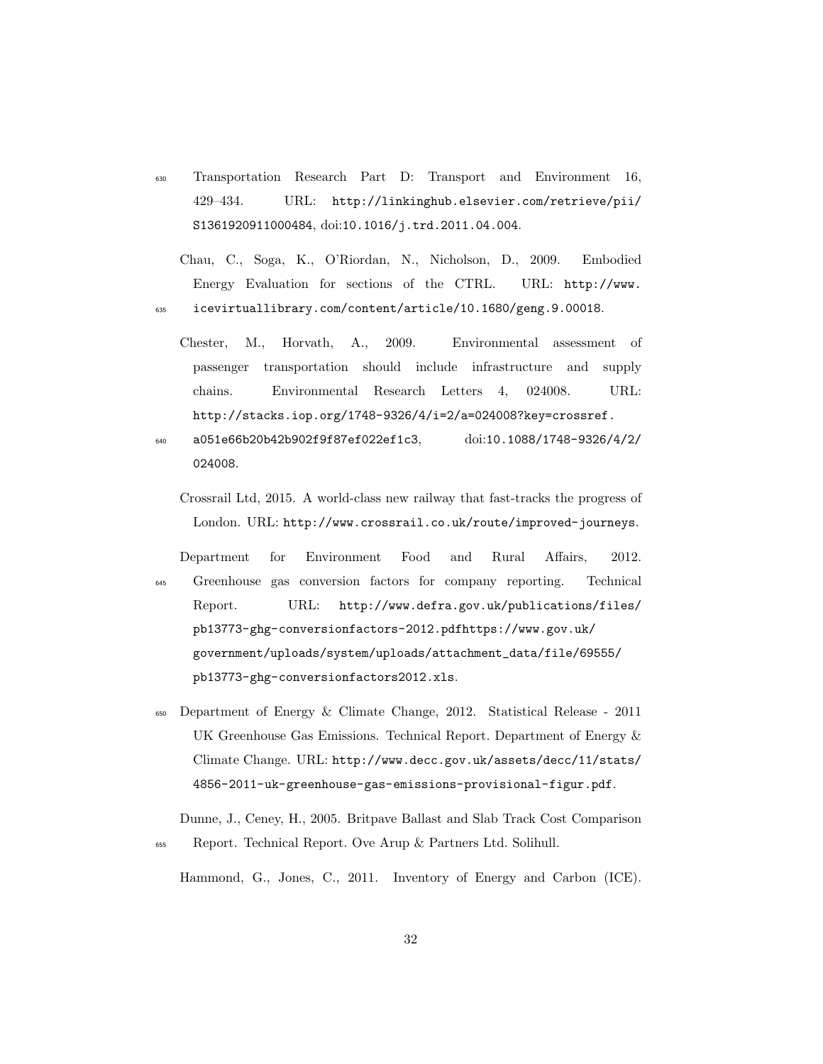Transportation Research Part D: Transport and Environment 16, 429–434. URL: http://linkinghub.elsevier.com/retrieve/pii/S1361920911000484, doi:10.1016/j.trd.2011.04.004.

Chau, C., Soga, K., O'Riordan, N., Nicholson, D., 2009. Embodied Energy Evaluation for sections of the CTRL. URL: http://www.icevirtuallibrary.com/content/article/10.1680/geng.9.00018.

Chester, M., Horvath, A., 2009. Environmental assessment of passenger transportation should include infrastructure and supply chains. Environmental Research Letters 4, 024008. URL: http://stacks.iop.org/1748-9326/4/i=2/a=024008?key=crossref.a051e66b20b42b902f9f87ef022ef1c3, doi:10.1088/1748-9326/4/2/024008.

Crossrail Ltd, 2015. A world-class new railway that fast-tracks the progress of London. URL: http://www.crossrail.co.uk/route/improved-journeys.

Department for Environment Food and Rural Affairs, 2012. Greenhouse gas conversion factors for company reporting. Technical Report. URL: http://www.defra.gov.uk/publications/files/pb13773-ghg-conversionfactors-2012.pdfhttps://www.gov.uk/government/uploads/system/uploads/attachment_data/file/69555/pb13773-ghg-conversionfactors2012.xls.

Department of Energy & Climate Change, 2012. Statistical Release - 2011 UK Greenhouse Gas Emissions. Technical Report. Department of Energy & Climate Change. URL: http://www.decc.gov.uk/assets/decc/11/stats/4856-2011-uk-greenhouse-gas-emissions-provisional-figur.pdf.

Dunne, J., Ceney, H., 2005. Britpave Ballast and Slab Track Cost Comparison Report. Technical Report. Ove Arup & Partners Ltd. Solihull.

Hammond, G., Jones, C., 2011. Inventory of Energy and Carbon (ICE).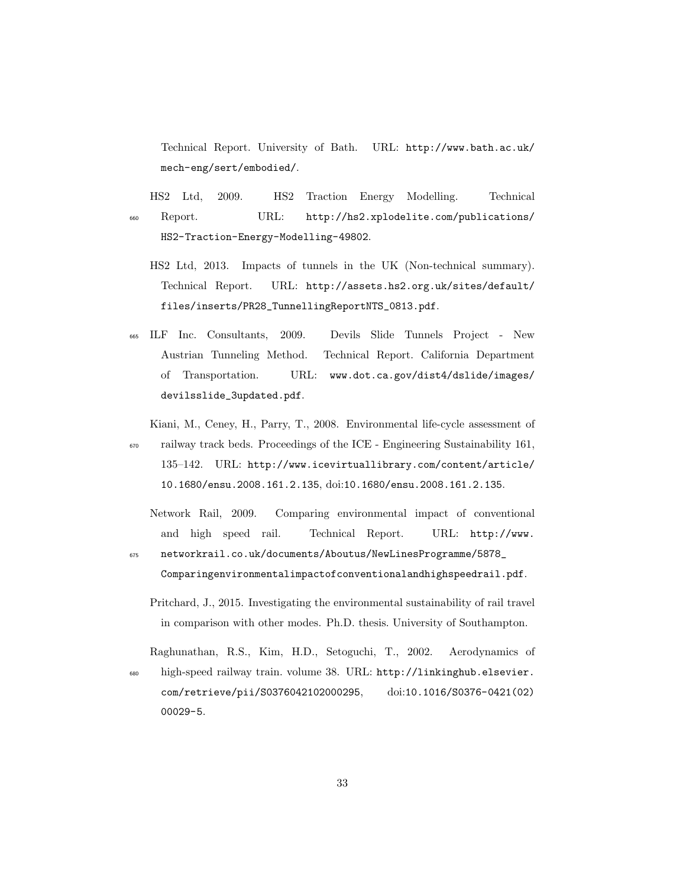Technical Report. University of Bath. URL: http://www.bath.ac.uk/mech-eng/sert/embodied/.

HS2 Ltd, 2009. HS2 Traction Energy Modelling. Technical Report. URL: http://hs2.xplodelite.com/publications/HS2-Traction-Energy-Modelling-49802.

HS2 Ltd, 2013. Impacts of tunnels in the UK (Non-technical summary). Technical Report. URL: http://assets.hs2.org.uk/sites/default/files/inserts/PR28_TunnellingReportNTS_0813.pdf.

ILF Inc. Consultants, 2009. Devils Slide Tunnels Project - New Austrian Tunneling Method. Technical Report. California Department of Transportation. URL: www.dot.ca.gov/dist4/dslide/images/devilsslide_3updated.pdf.

Kiani, M., Ceney, H., Parry, T., 2008. Environmental life-cycle assessment of railway track beds. Proceedings of the ICE - Engineering Sustainability 161, 135–142. URL: http://www.icevirtuallibrary.com/content/article/10.1680/ensu.2008.161.2.135, doi:10.1680/ensu.2008.161.2.135.

Network Rail, 2009. Comparing environmental impact of conventional and high speed rail. Technical Report. URL: http://www.networkrail.co.uk/documents/Aboutus/NewLinesProgramme/5878_Comparingenvironmentalimpactofconventionalandhighspeedrail.pdf.

Pritchard, J., 2015. Investigating the environmental sustainability of rail travel in comparison with other modes. Ph.D. thesis. University of Southampton.

Raghunathan, R.S., Kim, H.D., Setoguchi, T., 2002. Aerodynamics of high-speed railway train. volume 38. URL: http://linkinghub.elsevier.com/retrieve/pii/S0376042102000295, doi:10.1016/S0376-0421(02)00029-5.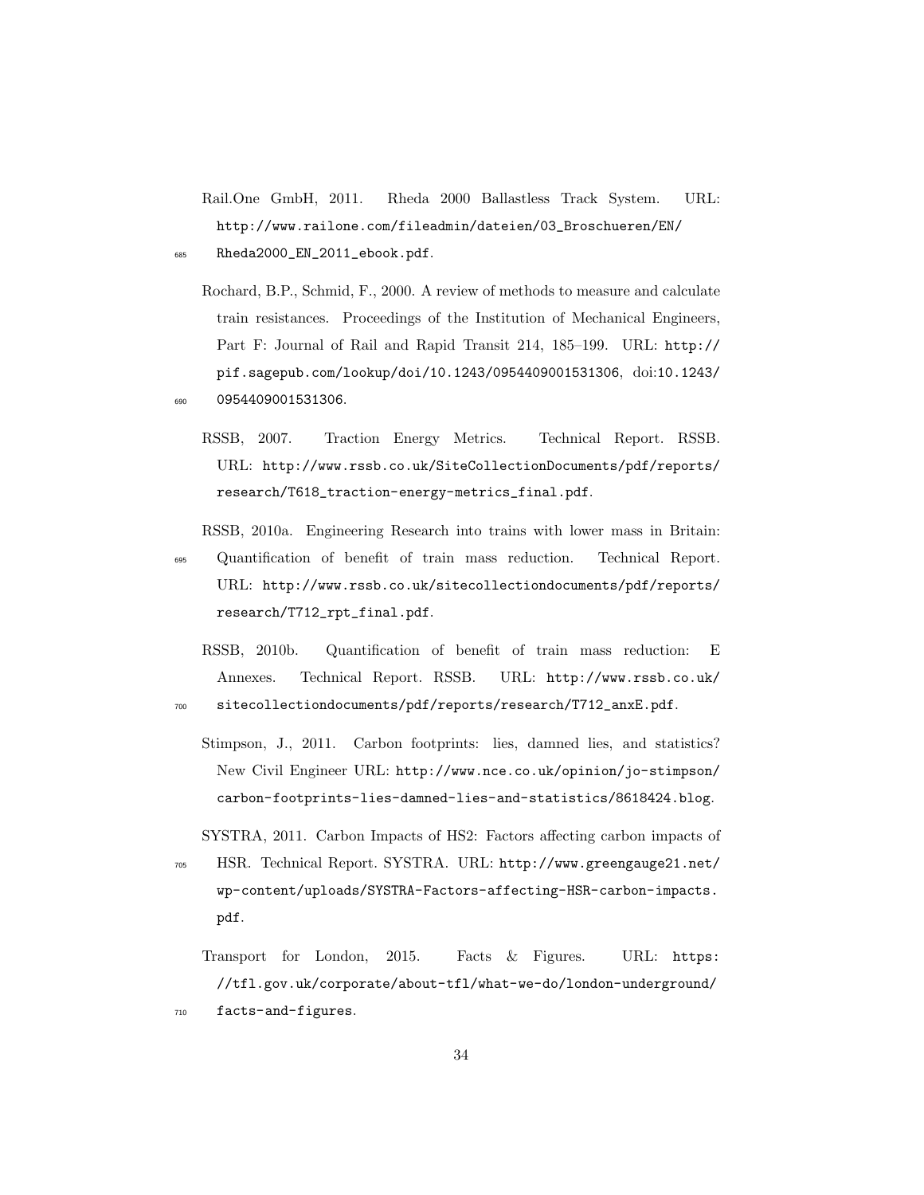Rail.One GmbH, 2011. Rheda 2000 Ballastless Track System. URL: http://www.railone.com/fileadmin/dateien/03_Broschueren/EN/Rheda2000_EN_2011_ebook.pdf.

Rochard, B.P., Schmid, F., 2000. A review of methods to measure and calculate train resistances. Proceedings of the Institution of Mechanical Engineers, Part F: Journal of Rail and Rapid Transit 214, 185–199. URL: http://pif.sagepub.com/lookup/doi/10.1243/0954409001531306, doi:10.1243/0954409001531306.

RSSB, 2007. Traction Energy Metrics. Technical Report. RSSB. URL: http://www.rssb.co.uk/SiteCollectionDocuments/pdf/reports/research/T618_traction-energy-metrics_final.pdf.

RSSB, 2010a. Engineering Research into trains with lower mass in Britain: Quantification of benefit of train mass reduction. Technical Report. URL: http://www.rssb.co.uk/sitecollectiondocuments/pdf/reports/research/T712_rpt_final.pdf.

RSSB, 2010b. Quantification of benefit of train mass reduction: E Annexes. Technical Report. RSSB. URL: http://www.rssb.co.uk/sitecollectiondocuments/pdf/reports/research/T712_anxE.pdf.

Stimpson, J., 2011. Carbon footprints: lies, damned lies, and statistics? New Civil Engineer URL: http://www.nce.co.uk/opinion/jo-stimpson/carbon-footprints-lies-damned-lies-and-statistics/8618424.blog.

SYSTRA, 2011. Carbon Impacts of HS2: Factors affecting carbon impacts of HSR. Technical Report. SYSTRA. URL: http://www.greengauge21.net/wp-content/uploads/SYSTRA-Factors-affecting-HSR-carbon-impacts.pdf.

Transport for London, 2015. Facts & Figures. URL: https://tfl.gov.uk/corporate/about-tfl/what-we-do/london-underground/facts-and-figures.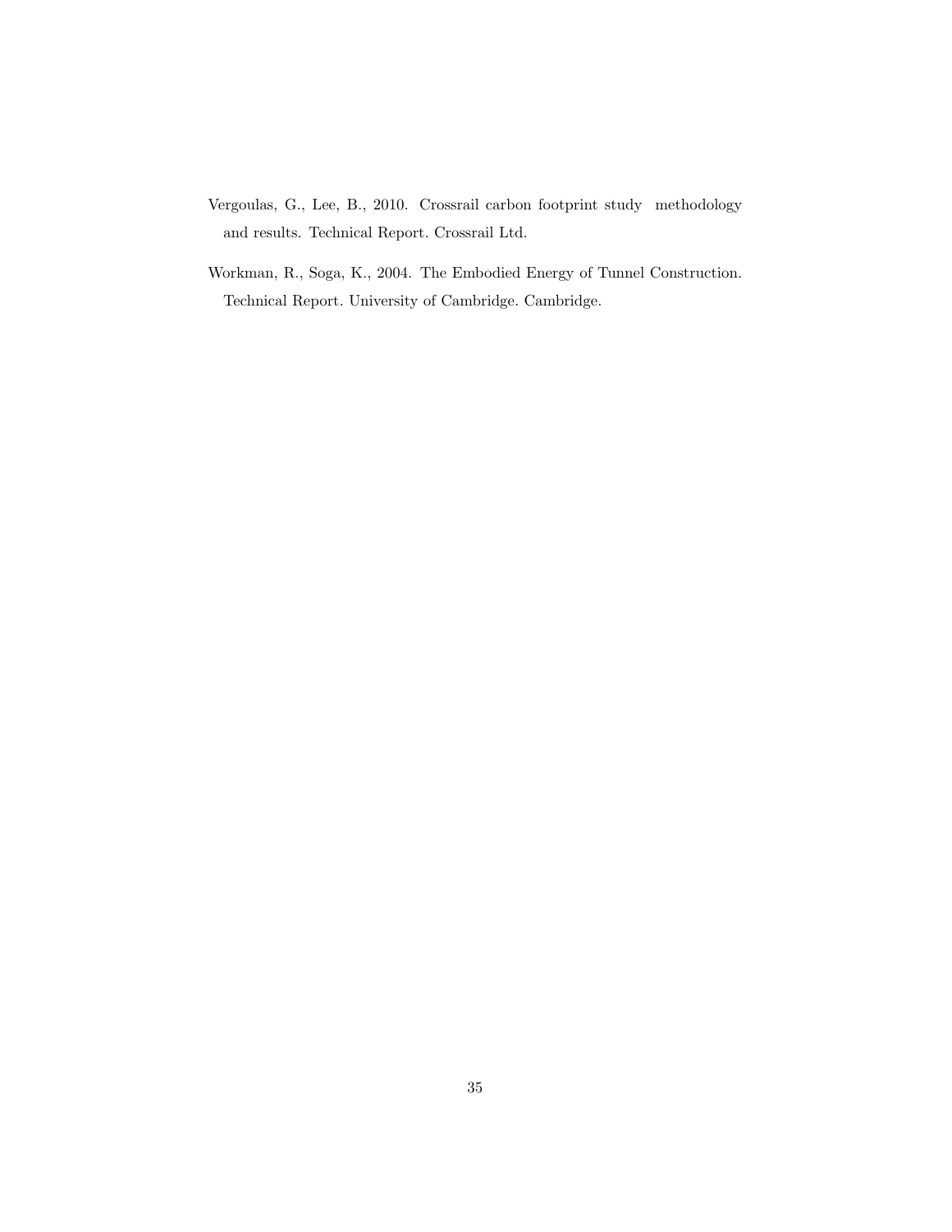Vergoulas, G., Lee, B., 2010. Crossrail carbon footprint study methodology and results. Technical Report. Crossrail Ltd.

Workman, R., Soga, K., 2004. The Embodied Energy of Tunnel Construction. Technical Report. University of Cambridge. Cambridge.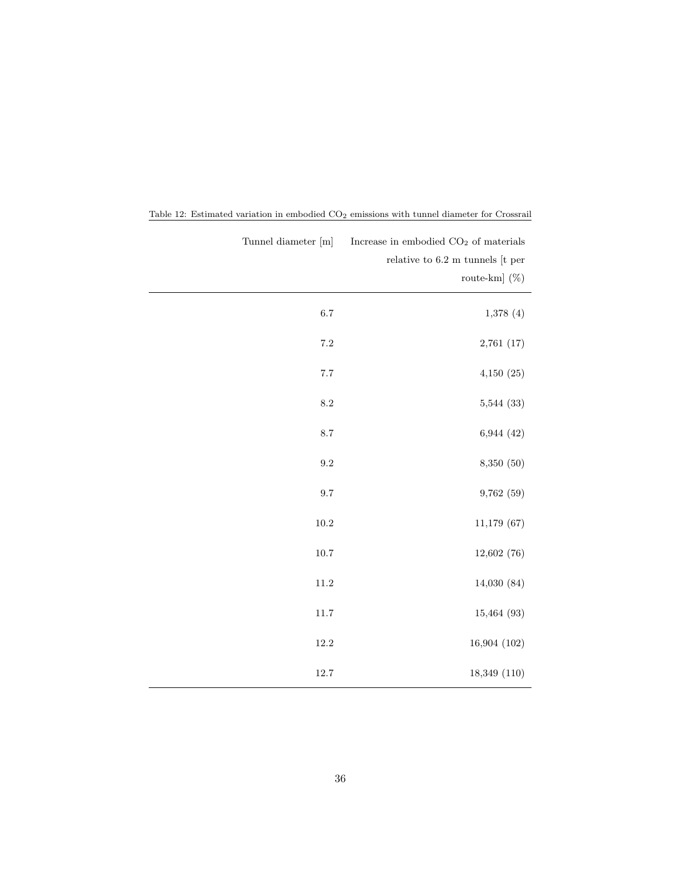Table 12: Estimated variation in embodied $CO_2$ emissions with tunnel diameter for Crossrail

| Tunnel diameter [m] | Increase in embodied $CO_2$ of materials relative to 6.2 m tunnels [t per route-km] (%) |
|---:|---:|
| 6.7 | 1,378 (4) |
| 7.2 | 2,761 (17) |
| 7.7 | 4,150 (25) |
| 8.2 | 5,544 (33) |
| 8.7 | 6,944 (42) |
| 9.2 | 8,350 (50) |
| 9.7 | 9,762 (59) |
| 10.2 | 11,179 (67) |
| 10.7 | 12,602 (76) |
| 11.2 | 14,030 (84) |
| 11.7 | 15,464 (93) |
| 12.2 | 16,904 (102) |
| 12.7 | 18,349 (110) |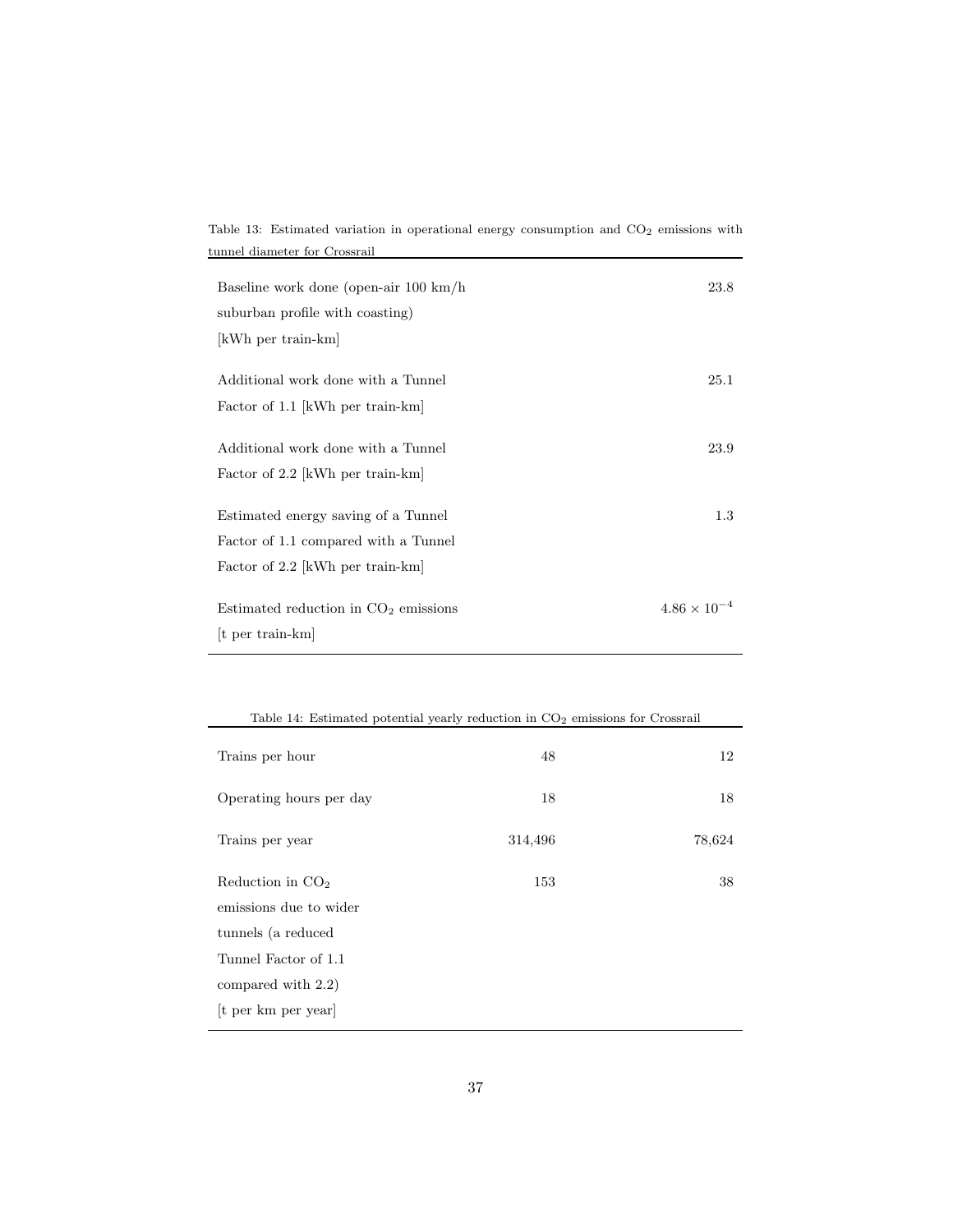Table 13: Estimated variation in operational energy consumption and $CO_2$ emissions with tunnel diameter for Crossrail

| | |
|---|---|
| Baseline work done (open-air 100 km/h suburban profile with coasting) [kWh per train-km] | 23.8 |
| Additional work done with a Tunnel Factor of 1.1 [kWh per train-km] | 25.1 |
| Additional work done with a Tunnel Factor of 2.2 [kWh per train-km] | 23.9 |
| Estimated energy saving of a Tunnel Factor of 1.1 compared with a Tunnel Factor of 2.2 [kWh per train-km] | 1.3 |
| Estimated reduction in $CO_2$ emissions [t per train-km] | $4.86 \times 10^{-4}$ |

Table 14: Estimated potential yearly reduction in $CO_2$ emissions for Crossrail

| | | |
|---|---|---|
| Trains per hour | 48 | 12 |
| Operating hours per day | 18 | 18 |
| Trains per year | 314,496 | 78,624 |
| Reduction in $CO_2$ emissions due to wider tunnels (a reduced Tunnel Factor of 1.1 compared with 2.2) [t per km per year] | 153 | 38 |